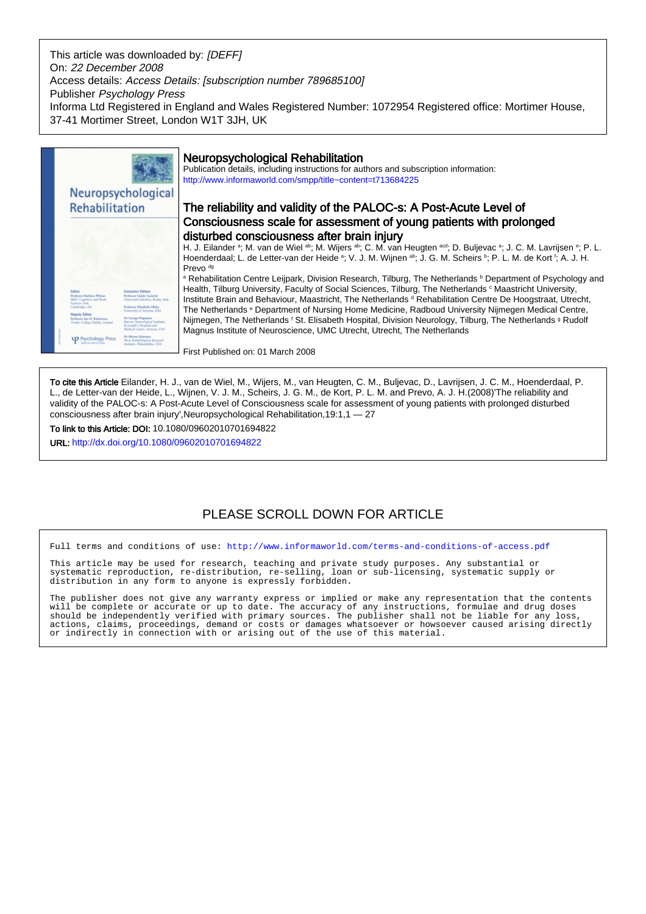This article was downloaded by: *[DEFF]*
On: *22 December 2008*
Access details: *Access Details: [subscription number 789685100]*
Publisher *Psychology Press*
Informa Ltd Registered in England and Wales Registered Number: 1072954 Registered office: Mortimer House, 37-41 Mortimer Street, London W1T 3JH, UK

## Neuropsychological Rehabilitation

Publication details, including instructions for authors and subscription information:
http://www.informaworld.com/smpp/title~content=t713684225

# The reliability and validity of the PALOC-s: A Post-Acute Level of Consciousness scale for assessment of young patients with prolonged disturbed consciousness after brain injury

H. J. Eilander [a]; M. van de Wiel [ab]; M. Wijers [ab]; C. M. van Heugten [acd]; D. Buljevac [a]; J. C. M. Lavrijsen [e]; P. L. Hoenderdaal; L. de Letter-van der Heide [a]; V. J. M. Wijnen [ab]; J. G. M. Scheirs [b]; P. L. M. de Kort [f]; A. J. H. Prevo [dg]

[a] Rehabilitation Centre Leijpark, Division Research, Tilburg, The Netherlands [b] Department of Psychology and Health, Tilburg University, Faculty of Social Sciences, Tilburg, The Netherlands [c] Maastricht University, Institute Brain and Behaviour, Maastricht, The Netherlands [d] Rehabilitation Centre De Hoogstraat, Utrecht, The Netherlands [e] Department of Nursing Home Medicine, Radboud University Nijmegen Medical Centre, Nijmegen, The Netherlands [f] St. Elisabeth Hospital, Division Neurology, Tilburg, The Netherlands [g] Rudolf Magnus Institute of Neuroscience, UMC Utrecht, Utrecht, The Netherlands

First Published on: 01 March 2008

**To cite this Article** Eilander, H. J., van de Wiel, M., Wijers, M., van Heugten, C. M., Buljevac, D., Lavrijsen, J. C. M., Hoenderdaal, P. L., de Letter-van der Heide, L., Wijnen, V. J. M., Scheirs, J. G. M., de Kort, P. L. M. and Prevo, A. J. H.(2008)'The reliability and validity of the PALOC-s: A Post-Acute Level of Consciousness scale for assessment of young patients with prolonged disturbed consciousness after brain injury',Neuropsychological Rehabilitation,19:1,1 — 27

**To link to this Article: DOI:** 10.1080/09602010701694822

**URL:** http://dx.doi.org/10.1080/09602010701694822

PLEASE SCROLL DOWN FOR ARTICLE

Full terms and conditions of use: http://www.informaworld.com/terms-and-conditions-of-access.pdf

This article may be used for research, teaching and private study purposes. Any substantial or systematic reproduction, re-distribution, re-selling, loan or sub-licensing, systematic supply or distribution in any form to anyone is expressly forbidden.

The publisher does not give any warranty express or implied or make any representation that the contents will be complete or accurate or up to date. The accuracy of any instructions, formulae and drug doses should be independently verified with primary sources. The publisher shall not be liable for any loss, actions, claims, proceedings, demand or costs or damages whatsoever or howsoever caused arising directly or indirectly in connection with or arising out of the use of this material.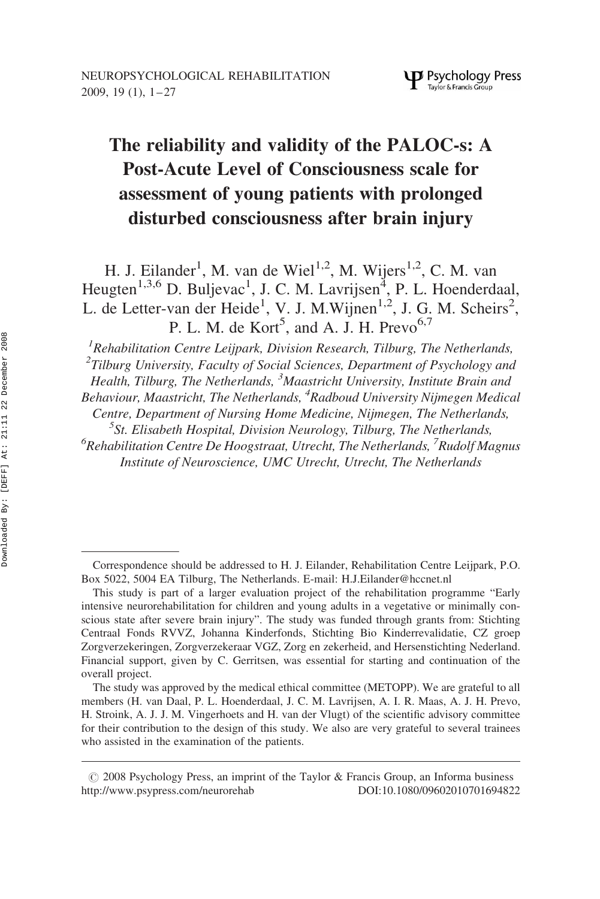# The reliability and validity of the PALOC-s: A Post-Acute Level of Consciousness scale for assessment of young patients with prolonged disturbed consciousness after brain injury

H. J. Eilander[1], M. van de Wiel[1,2], M. Wijers[1,2], C. M. van Heugten[1,3,6] D. Buljevac[1], J. C. M. Lavrijsen[4], P. L. Hoenderdaal, L. de Letter-van der Heide[1], V. J. M.Wijnen[1,2], J. G. M. Scheirs[2], P. L. M. de Kort[5], and A. J. H. Prevo[6,7]

[1]*Rehabilitation Centre Leijpark, Division Research, Tilburg, The Netherlands,* [2]*Tilburg University, Faculty of Social Sciences, Department of Psychology and Health, Tilburg, The Netherlands,* [3]*Maastricht University, Institute Brain and Behaviour, Maastricht, The Netherlands,* [4]*Radboud University Nijmegen Medical Centre, Department of Nursing Home Medicine, Nijmegen, The Netherlands,* [5]*St. Elisabeth Hospital, Division Neurology, Tilburg, The Netherlands,* [6]*Rehabilitation Centre De Hoogstraat, Utrecht, The Netherlands,* [7]*Rudolf Magnus Institute of Neuroscience, UMC Utrecht, Utrecht, The Netherlands*

---

Correspondence should be addressed to H. J. Eilander, Rehabilitation Centre Leijpark, P.O. Box 5022, 5004 EA Tilburg, The Netherlands. E-mail: H.J.Eilander@hccnet.nl

This study is part of a larger evaluation project of the rehabilitation programme "Early intensive neurorehabilitation for children and young adults in a vegetative or minimally conscious state after severe brain injury". The study was funded through grants from: Stichting Centraal Fonds RVVZ, Johanna Kinderfonds, Stichting Bio Kinderrevalidatie, CZ groep Zorgverzekeringen, Zorgverzekeraar VGZ, Zorg en zekerheid, and Hersenstichting Nederland. Financial support, given by C. Gerritsen, was essential for starting and continuation of the overall project.

The study was approved by the medical ethical committee (METOPP). We are grateful to all members (H. van Daal, P. L. Hoenderdaal, J. C. M. Lavrijsen, A. I. R. Maas, A. J. H. Prevo, H. Stroink, A. J. J. M. Vingerhoets and H. van der Vlugt) of the scientific advisory committee for their contribution to the design of this study. We also are very grateful to several trainees who assisted in the examination of the patients.

© 2008 Psychology Press, an imprint of the Taylor & Francis Group, an Informa business
http://www.psypress.com/neurorehab DOI:10.1080/09602010701694822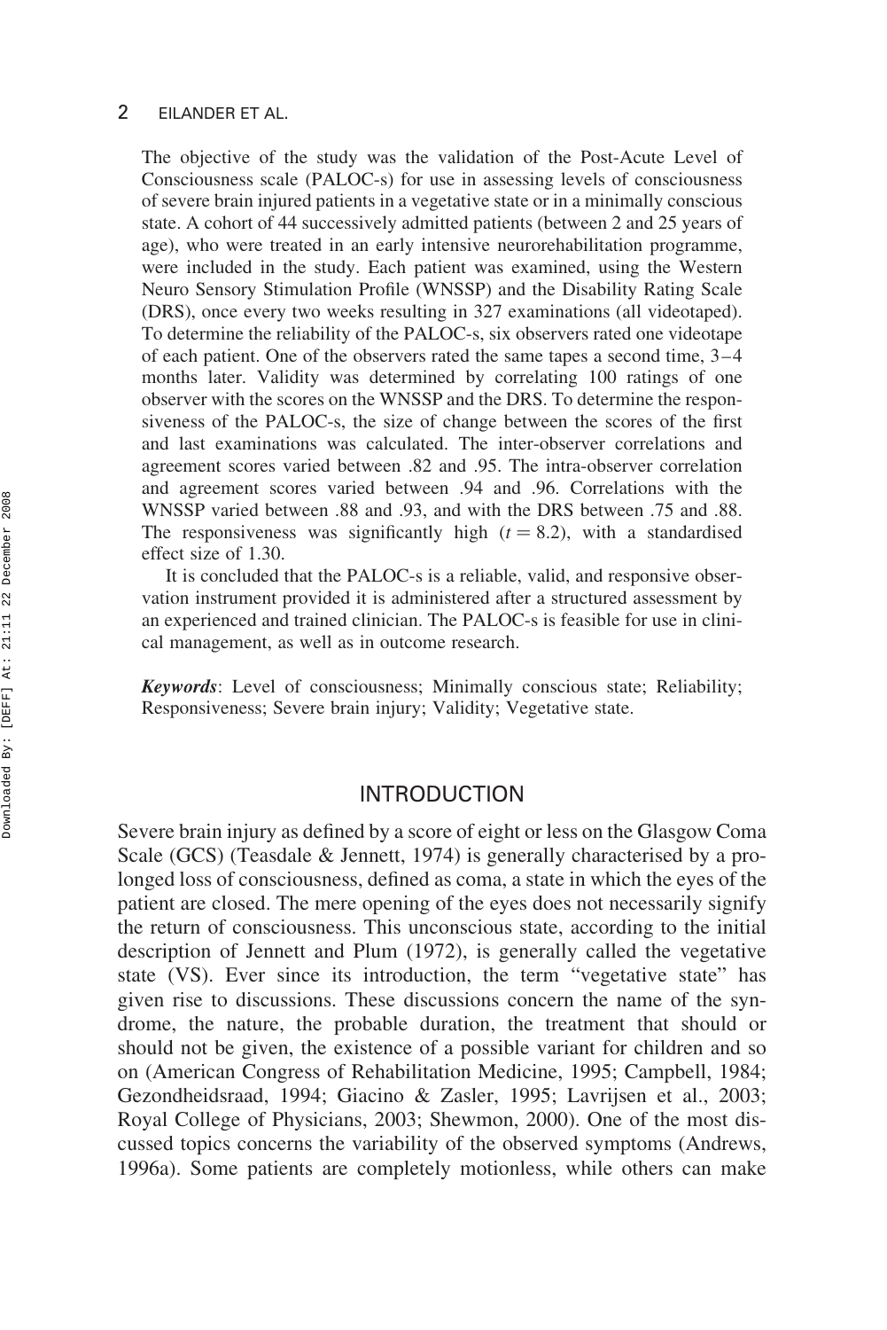The objective of the study was the validation of the Post-Acute Level of Consciousness scale (PALOC-s) for use in assessing levels of consciousness of severe brain injured patients in a vegetative state or in a minimally conscious state. A cohort of 44 successively admitted patients (between 2 and 25 years of age), who were treated in an early intensive neurorehabilitation programme, were included in the study. Each patient was examined, using the Western Neuro Sensory Stimulation Profile (WNSSP) and the Disability Rating Scale (DRS), once every two weeks resulting in 327 examinations (all videotaped). To determine the reliability of the PALOC-s, six observers rated one videotape of each patient. One of the observers rated the same tapes a second time, 3–4 months later. Validity was determined by correlating 100 ratings of one observer with the scores on the WNSSP and the DRS. To determine the responsiveness of the PALOC-s, the size of change between the scores of the first and last examinations was calculated. The inter-observer correlations and agreement scores varied between .82 and .95. The intra-observer correlation and agreement scores varied between .94 and .96. Correlations with the WNSSP varied between .88 and .93, and with the DRS between .75 and .88. The responsiveness was significantly high ($t = 8.2$), with a standardised effect size of 1.30.

It is concluded that the PALOC-s is a reliable, valid, and responsive observation instrument provided it is administered after a structured assessment by an experienced and trained clinician. The PALOC-s is feasible for use in clinical management, as well as in outcome research.

***Keywords***: Level of consciousness; Minimally conscious state; Reliability; Responsiveness; Severe brain injury; Validity; Vegetative state.

## INTRODUCTION

Severe brain injury as defined by a score of eight or less on the Glasgow Coma Scale (GCS) (Teasdale & Jennett, 1974) is generally characterised by a prolonged loss of consciousness, defined as coma, a state in which the eyes of the patient are closed. The mere opening of the eyes does not necessarily signify the return of consciousness. This unconscious state, according to the initial description of Jennett and Plum (1972), is generally called the vegetative state (VS). Ever since its introduction, the term "vegetative state" has given rise to discussions. These discussions concern the name of the syndrome, the nature, the probable duration, the treatment that should or should not be given, the existence of a possible variant for children and so on (American Congress of Rehabilitation Medicine, 1995; Campbell, 1984; Gezondheidsraad, 1994; Giacino & Zasler, 1995; Lavrijsen et al., 2003; Royal College of Physicians, 2003; Shewmon, 2000). One of the most discussed topics concerns the variability of the observed symptoms (Andrews, 1996a). Some patients are completely motionless, while others can make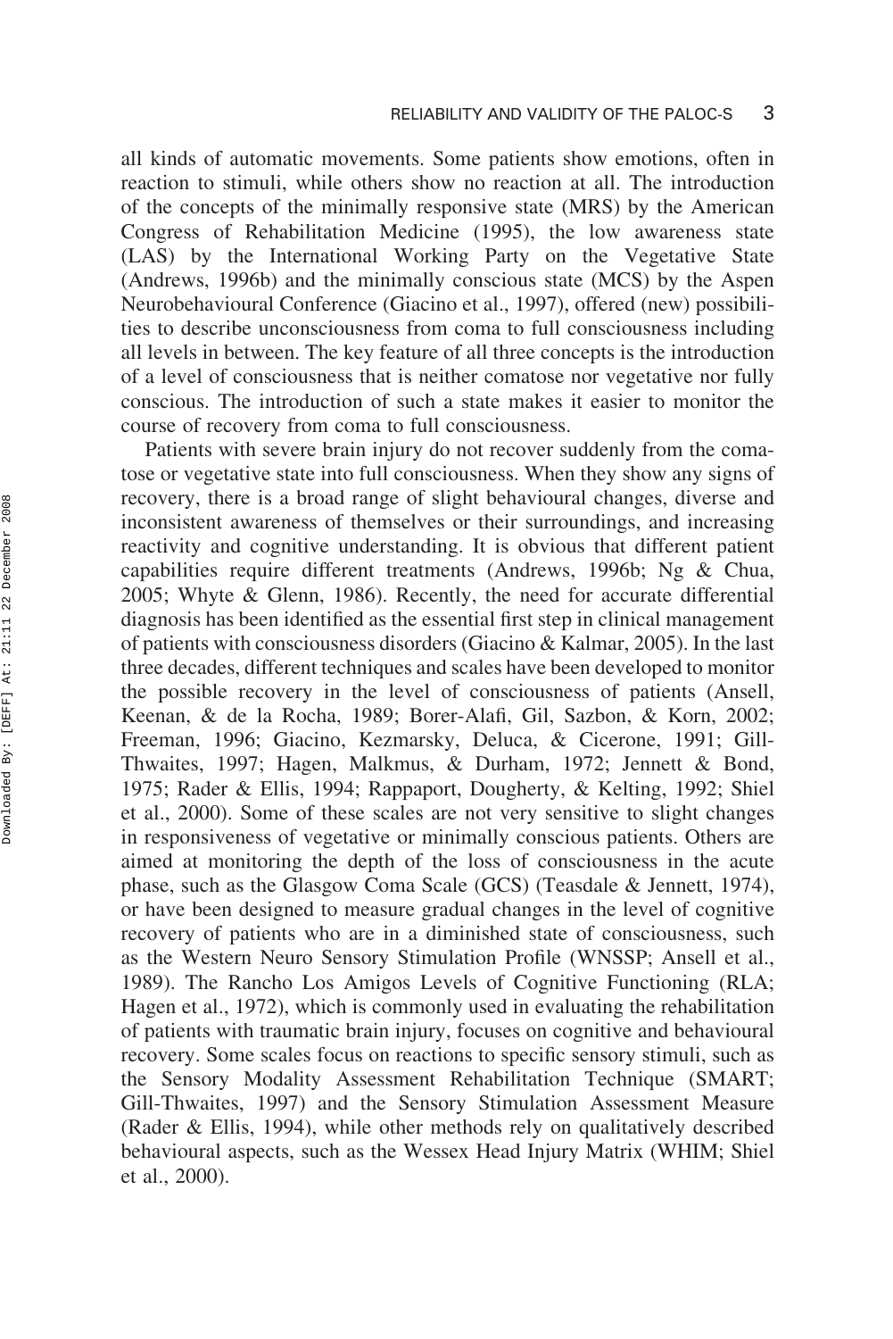all kinds of automatic movements. Some patients show emotions, often in reaction to stimuli, while others show no reaction at all. The introduction of the concepts of the minimally responsive state (MRS) by the American Congress of Rehabilitation Medicine (1995), the low awareness state (LAS) by the International Working Party on the Vegetative State (Andrews, 1996b) and the minimally conscious state (MCS) by the Aspen Neurobehavioural Conference (Giacino et al., 1997), offered (new) possibilities to describe unconsciousness from coma to full consciousness including all levels in between. The key feature of all three concepts is the introduction of a level of consciousness that is neither comatose nor vegetative nor fully conscious. The introduction of such a state makes it easier to monitor the course of recovery from coma to full consciousness.

Patients with severe brain injury do not recover suddenly from the comatose or vegetative state into full consciousness. When they show any signs of recovery, there is a broad range of slight behavioural changes, diverse and inconsistent awareness of themselves or their surroundings, and increasing reactivity and cognitive understanding. It is obvious that different patient capabilities require different treatments (Andrews, 1996b; Ng & Chua, 2005; Whyte & Glenn, 1986). Recently, the need for accurate differential diagnosis has been identified as the essential first step in clinical management of patients with consciousness disorders (Giacino & Kalmar, 2005). In the last three decades, different techniques and scales have been developed to monitor the possible recovery in the level of consciousness of patients (Ansell, Keenan, & de la Rocha, 1989; Borer-Alafi, Gil, Sazbon, & Korn, 2002; Freeman, 1996; Giacino, Kezmarsky, Deluca, & Cicerone, 1991; Gill-Thwaites, 1997; Hagen, Malkmus, & Durham, 1972; Jennett & Bond, 1975; Rader & Ellis, 1994; Rappaport, Dougherty, & Kelting, 1992; Shiel et al., 2000). Some of these scales are not very sensitive to slight changes in responsiveness of vegetative or minimally conscious patients. Others are aimed at monitoring the depth of the loss of consciousness in the acute phase, such as the Glasgow Coma Scale (GCS) (Teasdale & Jennett, 1974), or have been designed to measure gradual changes in the level of cognitive recovery of patients who are in a diminished state of consciousness, such as the Western Neuro Sensory Stimulation Profile (WNSSP; Ansell et al., 1989). The Rancho Los Amigos Levels of Cognitive Functioning (RLA; Hagen et al., 1972), which is commonly used in evaluating the rehabilitation of patients with traumatic brain injury, focuses on cognitive and behavioural recovery. Some scales focus on reactions to specific sensory stimuli, such as the Sensory Modality Assessment Rehabilitation Technique (SMART; Gill-Thwaites, 1997) and the Sensory Stimulation Assessment Measure (Rader & Ellis, 1994), while other methods rely on qualitatively described behavioural aspects, such as the Wessex Head Injury Matrix (WHIM; Shiel et al., 2000).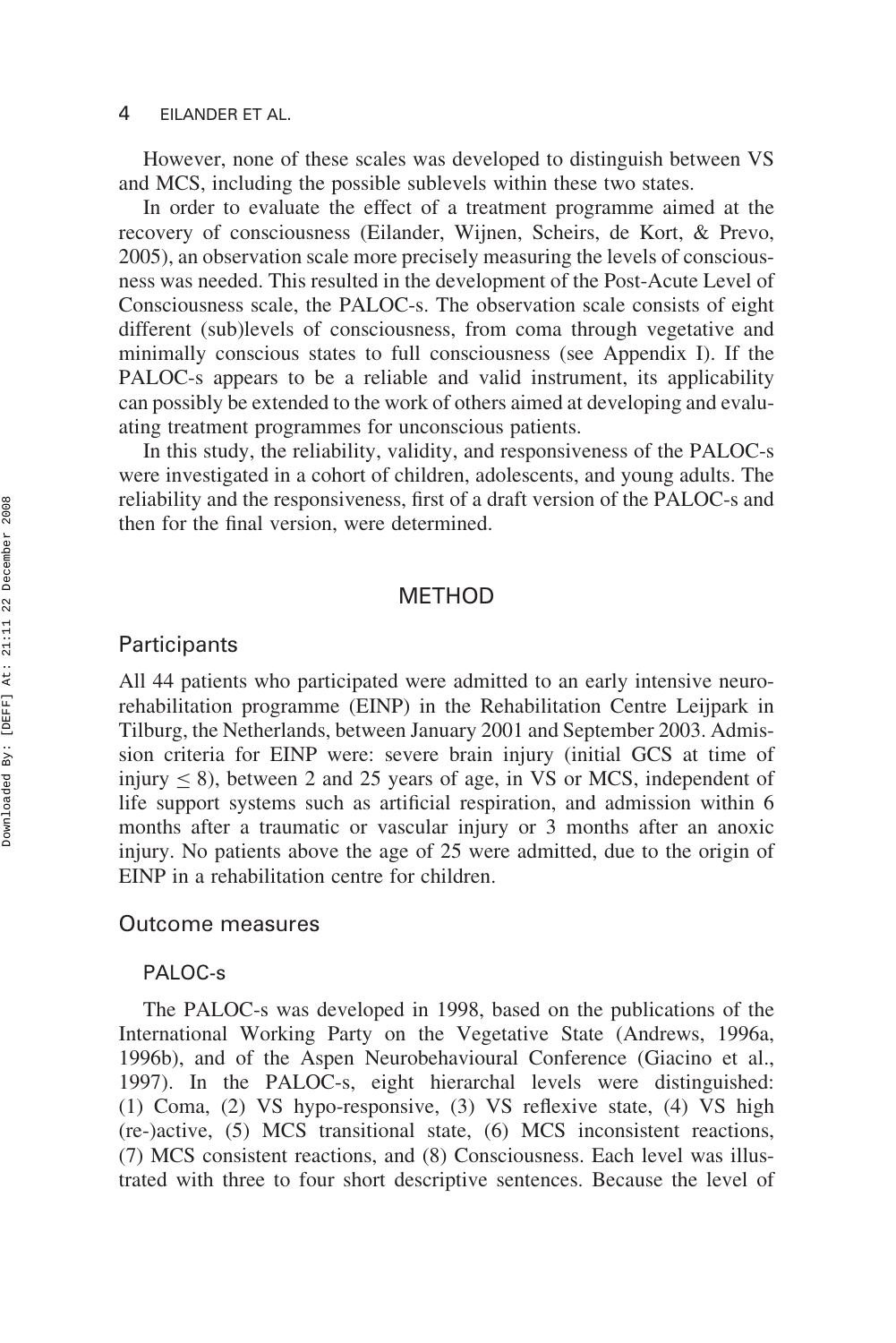However, none of these scales was developed to distinguish between VS and MCS, including the possible sublevels within these two states.

In order to evaluate the effect of a treatment programme aimed at the recovery of consciousness (Eilander, Wijnen, Scheirs, de Kort, & Prevo, 2005), an observation scale more precisely measuring the levels of consciousness was needed. This resulted in the development of the Post-Acute Level of Consciousness scale, the PALOC-s. The observation scale consists of eight different (sub)levels of consciousness, from coma through vegetative and minimally conscious states to full consciousness (see Appendix I). If the PALOC-s appears to be a reliable and valid instrument, its applicability can possibly be extended to the work of others aimed at developing and evaluating treatment programmes for unconscious patients.

In this study, the reliability, validity, and responsiveness of the PALOC-s were investigated in a cohort of children, adolescents, and young adults. The reliability and the responsiveness, first of a draft version of the PALOC-s and then for the final version, were determined.

## METHOD

### Participants

All 44 patients who participated were admitted to an early intensive neurorehabilitation programme (EINP) in the Rehabilitation Centre Leijpark in Tilburg, the Netherlands, between January 2001 and September 2003. Admission criteria for EINP were: severe brain injury (initial GCS at time of injury $\leq 8$), between 2 and 25 years of age, in VS or MCS, independent of life support systems such as artificial respiration, and admission within 6 months after a traumatic or vascular injury or 3 months after an anoxic injury. No patients above the age of 25 were admitted, due to the origin of EINP in a rehabilitation centre for children.

### Outcome measures

#### PALOC-s

The PALOC-s was developed in 1998, based on the publications of the International Working Party on the Vegetative State (Andrews, 1996a, 1996b), and of the Aspen Neurobehavioural Conference (Giacino et al., 1997). In the PALOC-s, eight hierarchal levels were distinguished: (1) Coma, (2) VS hypo-responsive, (3) VS reflexive state, (4) VS high (re-)active, (5) MCS transitional state, (6) MCS inconsistent reactions, (7) MCS consistent reactions, and (8) Consciousness. Each level was illustrated with three to four short descriptive sentences. Because the level of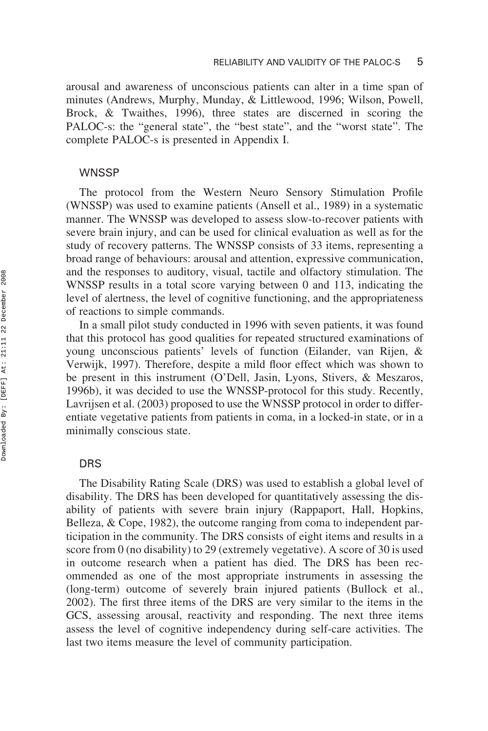arousal and awareness of unconscious patients can alter in a time span of minutes (Andrews, Murphy, Munday, & Littlewood, 1996; Wilson, Powell, Brock, & Twaithes, 1996), three states are discerned in scoring the PALOC-s: the "general state", the "best state", and the "worst state". The complete PALOC-s is presented in Appendix I.

### WNSSP

The protocol from the Western Neuro Sensory Stimulation Profile (WNSSP) was used to examine patients (Ansell et al., 1989) in a systematic manner. The WNSSP was developed to assess slow-to-recover patients with severe brain injury, and can be used for clinical evaluation as well as for the study of recovery patterns. The WNSSP consists of 33 items, representing a broad range of behaviours: arousal and attention, expressive communication, and the responses to auditory, visual, tactile and olfactory stimulation. The WNSSP results in a total score varying between 0 and 113, indicating the level of alertness, the level of cognitive functioning, and the appropriateness of reactions to simple commands.

In a small pilot study conducted in 1996 with seven patients, it was found that this protocol has good qualities for repeated structured examinations of young unconscious patients' levels of function (Eilander, van Rijen, & Verwijk, 1997). Therefore, despite a mild floor effect which was shown to be present in this instrument (O'Dell, Jasin, Lyons, Stivers, & Meszaros, 1996b), it was decided to use the WNSSP-protocol for this study. Recently, Lavrijsen et al. (2003) proposed to use the WNSSP protocol in order to differentiate vegetative patients from patients in coma, in a locked-in state, or in a minimally conscious state.

### DRS

The Disability Rating Scale (DRS) was used to establish a global level of disability. The DRS has been developed for quantitatively assessing the disability of patients with severe brain injury (Rappaport, Hall, Hopkins, Belleza, & Cope, 1982), the outcome ranging from coma to independent participation in the community. The DRS consists of eight items and results in a score from 0 (no disability) to 29 (extremely vegetative). A score of 30 is used in outcome research when a patient has died. The DRS has been recommended as one of the most appropriate instruments in assessing the (long-term) outcome of severely brain injured patients (Bullock et al., 2002). The first three items of the DRS are very similar to the items in the GCS, assessing arousal, reactivity and responding. The next three items assess the level of cognitive independency during self-care activities. The last two items measure the level of community participation.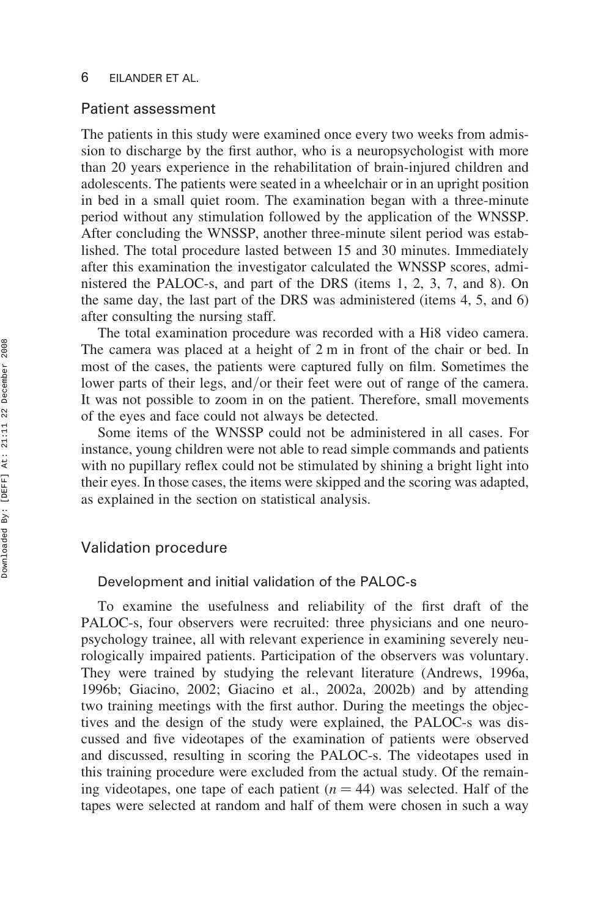## Patient assessment

The patients in this study were examined once every two weeks from admission to discharge by the first author, who is a neuropsychologist with more than 20 years experience in the rehabilitation of brain-injured children and adolescents. The patients were seated in a wheelchair or in an upright position in bed in a small quiet room. The examination began with a three-minute period without any stimulation followed by the application of the WNSSP. After concluding the WNSSP, another three-minute silent period was established. The total procedure lasted between 15 and 30 minutes. Immediately after this examination the investigator calculated the WNSSP scores, administered the PALOC-s, and part of the DRS (items 1, 2, 3, 7, and 8). On the same day, the last part of the DRS was administered (items 4, 5, and 6) after consulting the nursing staff.

The total examination procedure was recorded with a Hi8 video camera. The camera was placed at a height of 2 m in front of the chair or bed. In most of the cases, the patients were captured fully on film. Sometimes the lower parts of their legs, and/or their feet were out of range of the camera. It was not possible to zoom in on the patient. Therefore, small movements of the eyes and face could not always be detected.

Some items of the WNSSP could not be administered in all cases. For instance, young children were not able to read simple commands and patients with no pupillary reflex could not be stimulated by shining a bright light into their eyes. In those cases, the items were skipped and the scoring was adapted, as explained in the section on statistical analysis.

## Validation procedure

### Development and initial validation of the PALOC-s

To examine the usefulness and reliability of the first draft of the PALOC-s, four observers were recruited: three physicians and one neuropsychology trainee, all with relevant experience in examining severely neurologically impaired patients. Participation of the observers was voluntary. They were trained by studying the relevant literature (Andrews, 1996a, 1996b; Giacino, 2002; Giacino et al., 2002a, 2002b) and by attending two training meetings with the first author. During the meetings the objectives and the design of the study were explained, the PALOC-s was discussed and five videotapes of the examination of patients were observed and discussed, resulting in scoring the PALOC-s. The videotapes used in this training procedure were excluded from the actual study. Of the remaining videotapes, one tape of each patient ($n = 44$) was selected. Half of the tapes were selected at random and half of them were chosen in such a way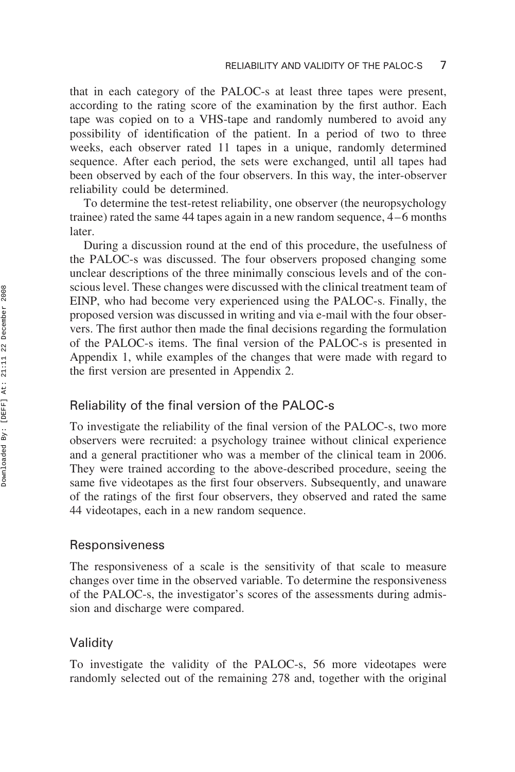that in each category of the PALOC-s at least three tapes were present, according to the rating score of the examination by the first author. Each tape was copied on to a VHS-tape and randomly numbered to avoid any possibility of identification of the patient. In a period of two to three weeks, each observer rated 11 tapes in a unique, randomly determined sequence. After each period, the sets were exchanged, until all tapes had been observed by each of the four observers. In this way, the inter-observer reliability could be determined.

To determine the test-retest reliability, one observer (the neuropsychology trainee) rated the same 44 tapes again in a new random sequence, 4–6 months later.

During a discussion round at the end of this procedure, the usefulness of the PALOC-s was discussed. The four observers proposed changing some unclear descriptions of the three minimally conscious levels and of the conscious level. These changes were discussed with the clinical treatment team of EINP, who had become very experienced using the PALOC-s. Finally, the proposed version was discussed in writing and via e-mail with the four observers. The first author then made the final decisions regarding the formulation of the PALOC-s items. The final version of the PALOC-s is presented in Appendix 1, while examples of the changes that were made with regard to the first version are presented in Appendix 2.

### Reliability of the final version of the PALOC-s

To investigate the reliability of the final version of the PALOC-s, two more observers were recruited: a psychology trainee without clinical experience and a general practitioner who was a member of the clinical team in 2006. They were trained according to the above-described procedure, seeing the same five videotapes as the first four observers. Subsequently, and unaware of the ratings of the first four observers, they observed and rated the same 44 videotapes, each in a new random sequence.

### Responsiveness

The responsiveness of a scale is the sensitivity of that scale to measure changes over time in the observed variable. To determine the responsiveness of the PALOC-s, the investigator's scores of the assessments during admission and discharge were compared.

### Validity

To investigate the validity of the PALOC-s, 56 more videotapes were randomly selected out of the remaining 278 and, together with the original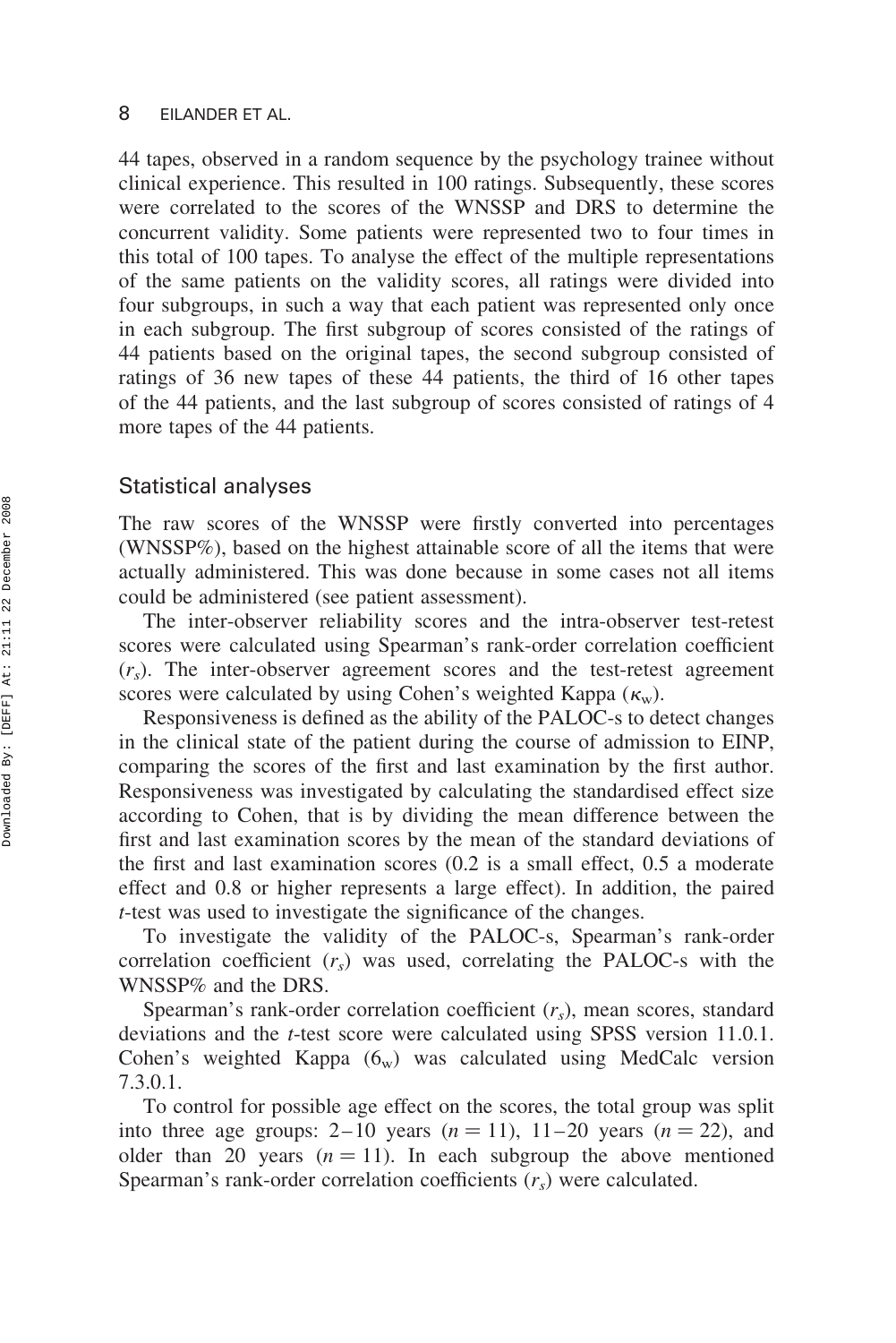44 tapes, observed in a random sequence by the psychology trainee without clinical experience. This resulted in 100 ratings. Subsequently, these scores were correlated to the scores of the WNSSP and DRS to determine the concurrent validity. Some patients were represented two to four times in this total of 100 tapes. To analyse the effect of the multiple representations of the same patients on the validity scores, all ratings were divided into four subgroups, in such a way that each patient was represented only once in each subgroup. The first subgroup of scores consisted of the ratings of 44 patients based on the original tapes, the second subgroup consisted of ratings of 36 new tapes of these 44 patients, the third of 16 other tapes of the 44 patients, and the last subgroup of scores consisted of ratings of 4 more tapes of the 44 patients.

## Statistical analyses

The raw scores of the WNSSP were firstly converted into percentages (WNSSP%), based on the highest attainable score of all the items that were actually administered. This was done because in some cases not all items could be administered (see patient assessment).

The inter-observer reliability scores and the intra-observer test-retest scores were calculated using Spearman's rank-order correlation coefficient ($r_s$). The inter-observer agreement scores and the test-retest agreement scores were calculated by using Cohen's weighted Kappa ($\kappa_w$).

Responsiveness is defined as the ability of the PALOC-s to detect changes in the clinical state of the patient during the course of admission to EINP, comparing the scores of the first and last examination by the first author. Responsiveness was investigated by calculating the standardised effect size according to Cohen, that is by dividing the mean difference between the first and last examination scores by the mean of the standard deviations of the first and last examination scores (0.2 is a small effect, 0.5 a moderate effect and 0.8 or higher represents a large effect). In addition, the paired *t*-test was used to investigate the significance of the changes.

To investigate the validity of the PALOC-s, Spearman's rank-order correlation coefficient ($r_s$) was used, correlating the PALOC-s with the WNSSP% and the DRS.

Spearman's rank-order correlation coefficient ($r_s$), mean scores, standard deviations and the *t*-test score were calculated using SPSS version 11.0.1. Cohen's weighted Kappa ($6_w$) was calculated using MedCalc version 7.3.0.1.

To control for possible age effect on the scores, the total group was split into three age groups: 2–10 years ($n = 11$), 11–20 years ($n = 22$), and older than 20 years ($n = 11$). In each subgroup the above mentioned Spearman's rank-order correlation coefficients ($r_s$) were calculated.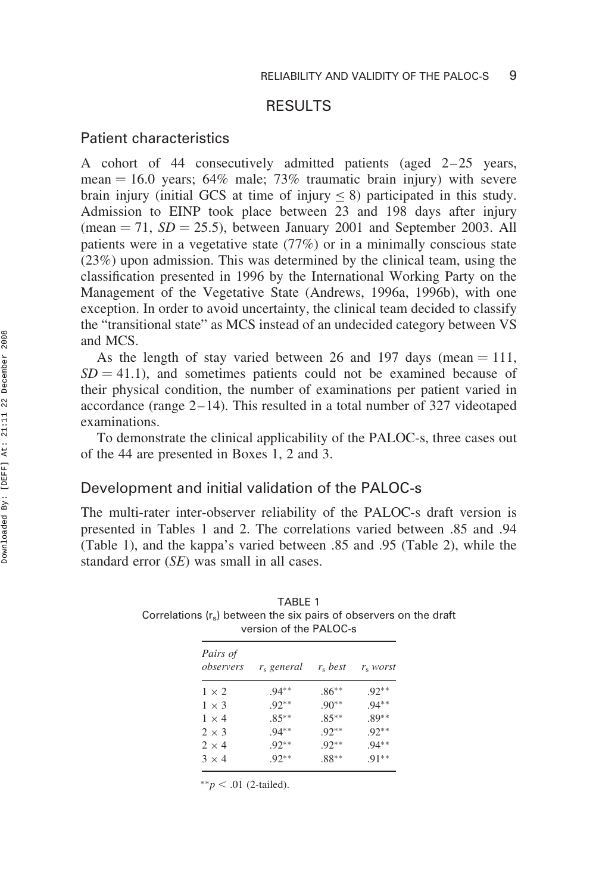## RESULTS

### Patient characteristics

A cohort of 44 consecutively admitted patients (aged 2–25 years, mean = 16.0 years; 64% male; 73% traumatic brain injury) with severe brain injury (initial GCS at time of injury $\leq 8$) participated in this study. Admission to EINP took place between 23 and 198 days after injury (mean = 71, *SD* = 25.5), between January 2001 and September 2003. All patients were in a vegetative state (77%) or in a minimally conscious state (23%) upon admission. This was determined by the clinical team, using the classification presented in 1996 by the International Working Party on the Management of the Vegetative State (Andrews, 1996a, 1996b), with one exception. In order to avoid uncertainty, the clinical team decided to classify the "transitional state" as MCS instead of an undecided category between VS and MCS.

As the length of stay varied between 26 and 197 days (mean = 111, *SD* = 41.1), and sometimes patients could not be examined because of their physical condition, the number of examinations per patient varied in accordance (range 2–14). This resulted in a total number of 327 videotaped examinations.

To demonstrate the clinical applicability of the PALOC-s, three cases out of the 44 are presented in Boxes 1, 2 and 3.

### Development and initial validation of the PALOC-s

The multi-rater inter-observer reliability of the PALOC-s draft version is presented in Tables 1 and 2. The correlations varied between .85 and .94 (Table 1), and the kappa's varied between .85 and .95 (Table 2), while the standard error (*SE*) was small in all cases.

TABLE 1
Correlations ($r_s$) between the six pairs of observers on the draft version of the PALOC-s

| *Pairs of observers* | $r_s$ *general* | $r_s$ *best* | $r_s$ *worst* |
|---|---|---|---|
| 1 × 2 | .94** | .86** | .92** |
| 1 × 3 | .92** | .90** | .94** |
| 1 × 4 | .85** | .85** | .89** |
| 2 × 3 | .94** | .92** | .92** |
| 2 × 4 | .92** | .92** | .94** |
| 3 × 4 | .92** | .88** | .91** |

**$p < .01$ (2-tailed).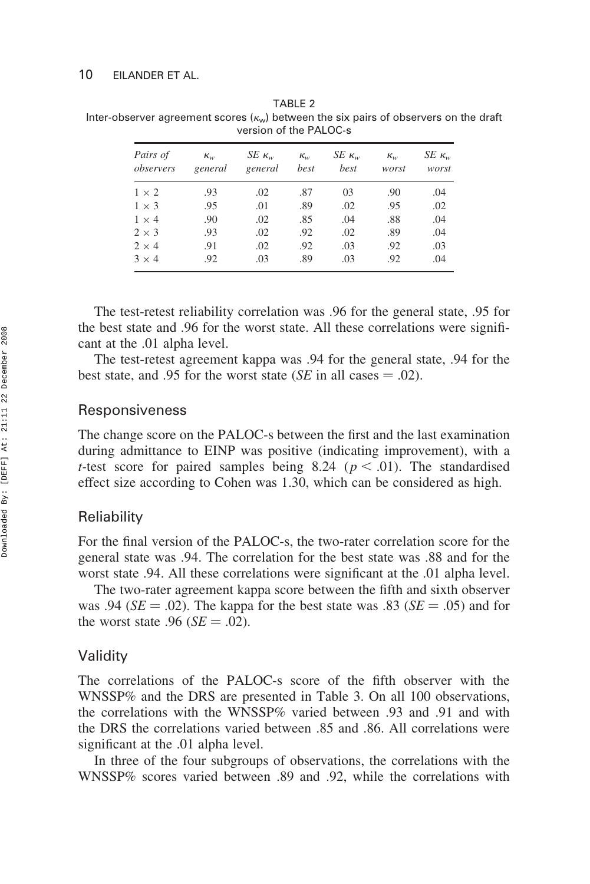TABLE 2
Inter-observer agreement scores ($\kappa_w$) between the six pairs of observers on the draft version of the PALOC-s

| *Pairs of observers* | $\kappa_w$ *general* | *SE* $\kappa_w$ *general* | $\kappa_w$ *best* | *SE* $\kappa_w$ *best* | $\kappa_w$ *worst* | *SE* $\kappa_w$ *worst* |
|---|---|---|---|---|---|---|
| 1 × 2 | .93 | .02 | .87 | 03 | .90 | .04 |
| 1 × 3 | .95 | .01 | .89 | .02 | .95 | .02 |
| 1 × 4 | .90 | .02 | .85 | .04 | .88 | .04 |
| 2 × 3 | .93 | .02 | .92 | .02 | .89 | .04 |
| 2 × 4 | .91 | .02 | .92 | .03 | .92 | .03 |
| 3 × 4 | .92 | .03 | .89 | .03 | .92 | .04 |

The test-retest reliability correlation was .96 for the general state, .95 for the best state and .96 for the worst state. All these correlations were significant at the .01 alpha level.

The test-retest agreement kappa was .94 for the general state, .94 for the best state, and .95 for the worst state (*SE* in all cases = .02).

## Responsiveness

The change score on the PALOC-s between the first and the last examination during admittance to EINP was positive (indicating improvement), with a *t*-test score for paired samples being 8.24 ($p < .01$). The standardised effect size according to Cohen was 1.30, which can be considered as high.

## Reliability

For the final version of the PALOC-s, the two-rater correlation score for the general state was .94. The correlation for the best state was .88 and for the worst state .94. All these correlations were significant at the .01 alpha level.

The two-rater agreement kappa score between the fifth and sixth observer was .94 (*SE* = .02). The kappa for the best state was .83 (*SE* = .05) and for the worst state .96 (*SE* = .02).

## Validity

The correlations of the PALOC-s score of the fifth observer with the WNSSP% and the DRS are presented in Table 3. On all 100 observations, the correlations with the WNSSP% varied between .93 and .91 and with the DRS the correlations varied between .85 and .86. All correlations were significant at the .01 alpha level.

In three of the four subgroups of observations, the correlations with the WNSSP% scores varied between .89 and .92, while the correlations with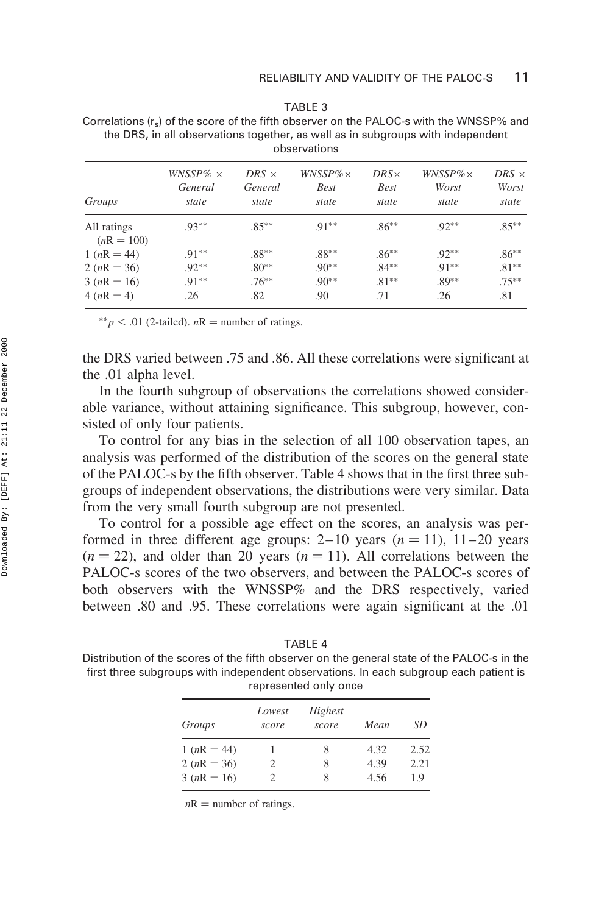TABLE 3

Correlations ($r_s$) of the score of the fifth observer on the PALOC-s with the WNSSP% and the DRS, in all observations together, as well as in subgroups with independent observations

| *Groups* | *WNSSP% × General state* | *DRS × General state* | *WNSSP%× Best state* | *DRS× Best state* | *WNSSP%× Worst state* | *DRS × Worst state* |
|---|---|---|---|---|---|---|
| All ratings ($n$R = 100) | .93** | .85** | .91** | .86** | .92** | .85** |
| 1 ($n$R = 44) | .91** | .88** | .88** | .86** | .92** | .86** |
| 2 ($n$R = 36) | .92** | .80** | .90** | .84** | .91** | .81** |
| 3 ($n$R = 16) | .91** | .76** | .90** | .81** | .89** | .75** |
| 4 ($n$R = 4) | .26 | .82 | .90 | .71 | .26 | .81 |

**$p < .01$ (2-tailed). $n$R = number of ratings.

the DRS varied between .75 and .86. All these correlations were significant at the .01 alpha level.

In the fourth subgroup of observations the correlations showed considerable variance, without attaining significance. This subgroup, however, consisted of only four patients.

To control for any bias in the selection of all 100 observation tapes, an analysis was performed of the distribution of the scores on the general state of the PALOC-s by the fifth observer. Table 4 shows that in the first three subgroups of independent observations, the distributions were very similar. Data from the very small fourth subgroup are not presented.

To control for a possible age effect on the scores, an analysis was performed in three different age groups: 2–10 years ($n = 11$), 11–20 years ($n = 22$), and older than 20 years ($n = 11$). All correlations between the PALOC-s scores of the two observers, and between the PALOC-s scores of both observers with the WNSSP% and the DRS respectively, varied between .80 and .95. These correlations were again significant at the .01

TABLE 4

Distribution of the scores of the fifth observer on the general state of the PALOC-s in the first three subgroups with independent observations. In each subgroup each patient is represented only once

| *Groups* | *Lowest score* | *Highest score* | *Mean* | *SD* |
|---|---|---|---|---|
| 1 ($n$R = 44) | 1 | 8 | 4.32 | 2.52 |
| 2 ($n$R = 36) | 2 | 8 | 4.39 | 2.21 |
| 3 ($n$R = 16) | 2 | 8 | 4.56 | 1.9 |

$n$R = number of ratings.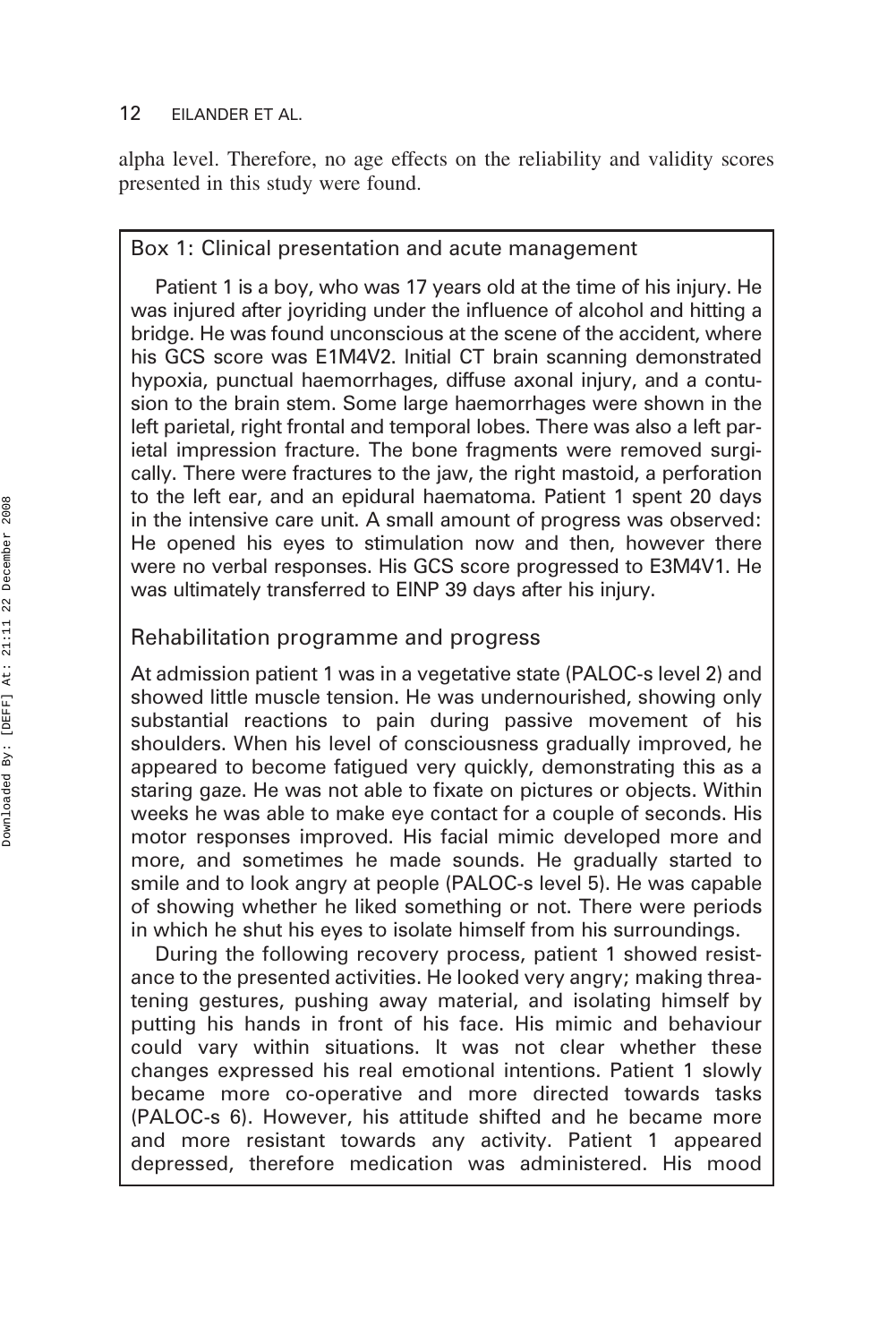alpha level. Therefore, no age effects on the reliability and validity scores presented in this study were found.

### Box 1: Clinical presentation and acute management

Patient 1 is a boy, who was 17 years old at the time of his injury. He was injured after joyriding under the influence of alcohol and hitting a bridge. He was found unconscious at the scene of the accident, where his GCS score was E1M4V2. Initial CT brain scanning demonstrated hypoxia, punctual haemorrhages, diffuse axonal injury, and a contusion to the brain stem. Some large haemorrhages were shown in the left parietal, right frontal and temporal lobes. There was also a left parietal impression fracture. The bone fragments were removed surgically. There were fractures to the jaw, the right mastoid, a perforation to the left ear, and an epidural haematoma. Patient 1 spent 20 days in the intensive care unit. A small amount of progress was observed: He opened his eyes to stimulation now and then, however there were no verbal responses. His GCS score progressed to E3M4V1. He was ultimately transferred to EINP 39 days after his injury.

### Rehabilitation programme and progress

At admission patient 1 was in a vegetative state (PALOC-s level 2) and showed little muscle tension. He was undernourished, showing only substantial reactions to pain during passive movement of his shoulders. When his level of consciousness gradually improved, he appeared to become fatigued very quickly, demonstrating this as a staring gaze. He was not able to fixate on pictures or objects. Within weeks he was able to make eye contact for a couple of seconds. His motor responses improved. His facial mimic developed more and more, and sometimes he made sounds. He gradually started to smile and to look angry at people (PALOC-s level 5). He was capable of showing whether he liked something or not. There were periods in which he shut his eyes to isolate himself from his surroundings.

During the following recovery process, patient 1 showed resistance to the presented activities. He looked very angry; making threatening gestures, pushing away material, and isolating himself by putting his hands in front of his face. His mimic and behaviour could vary within situations. It was not clear whether these changes expressed his real emotional intentions. Patient 1 slowly became more co-operative and more directed towards tasks (PALOC-s 6). However, his attitude shifted and he became more and more resistant towards any activity. Patient 1 appeared depressed, therefore medication was administered. His mood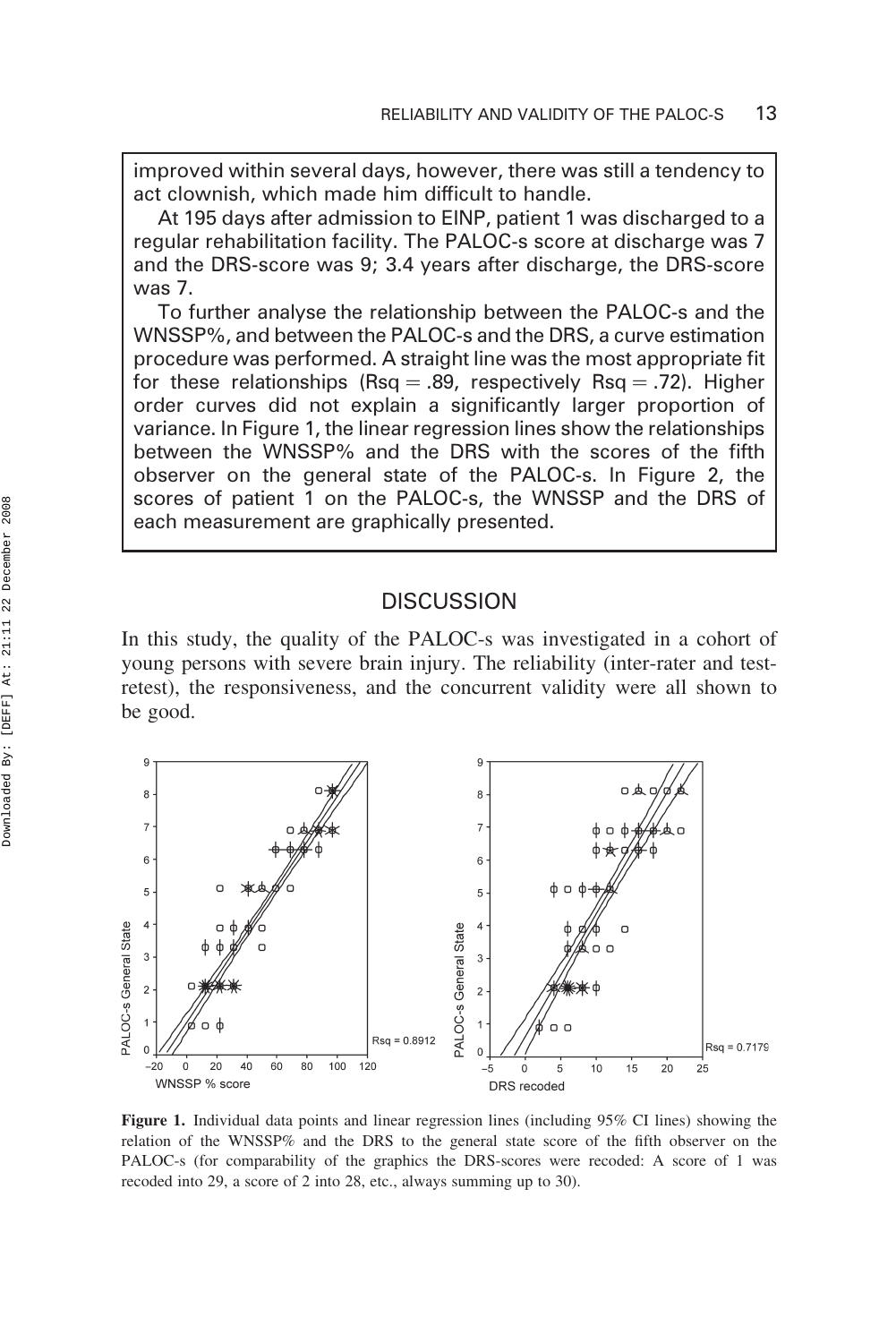improved within several days, however, there was still a tendency to act clownish, which made him difficult to handle.

At 195 days after admission to EINP, patient 1 was discharged to a regular rehabilitation facility. The PALOC-s score at discharge was 7 and the DRS-score was 9; 3.4 years after discharge, the DRS-score was 7.

To further analyse the relationship between the PALOC-s and the WNSSP%, and between the PALOC-s and the DRS, a curve estimation procedure was performed. A straight line was the most appropriate fit for these relationships (Rsq = .89, respectively Rsq = .72). Higher order curves did not explain a significantly larger proportion of variance. In Figure 1, the linear regression lines show the relationships between the WNSSP% and the DRS with the scores of the fifth observer on the general state of the PALOC-s. In Figure 2, the scores of patient 1 on the PALOC-s, the WNSSP and the DRS of each measurement are graphically presented.

## DISCUSSION

In this study, the quality of the PALOC-s was investigated in a cohort of young persons with severe brain injury. The reliability (inter-rater and test-retest), the responsiveness, and the concurrent validity were all shown to be good.

**Figure 1.** Individual data points and linear regression lines (including 95% CI lines) showing the relation of the WNSSP% and the DRS to the general state score of the fifth observer on the PALOC-s (for comparability of the graphics the DRS-scores were recoded: A score of 1 was recoded into 29, a score of 2 into 28, etc., always summing up to 30).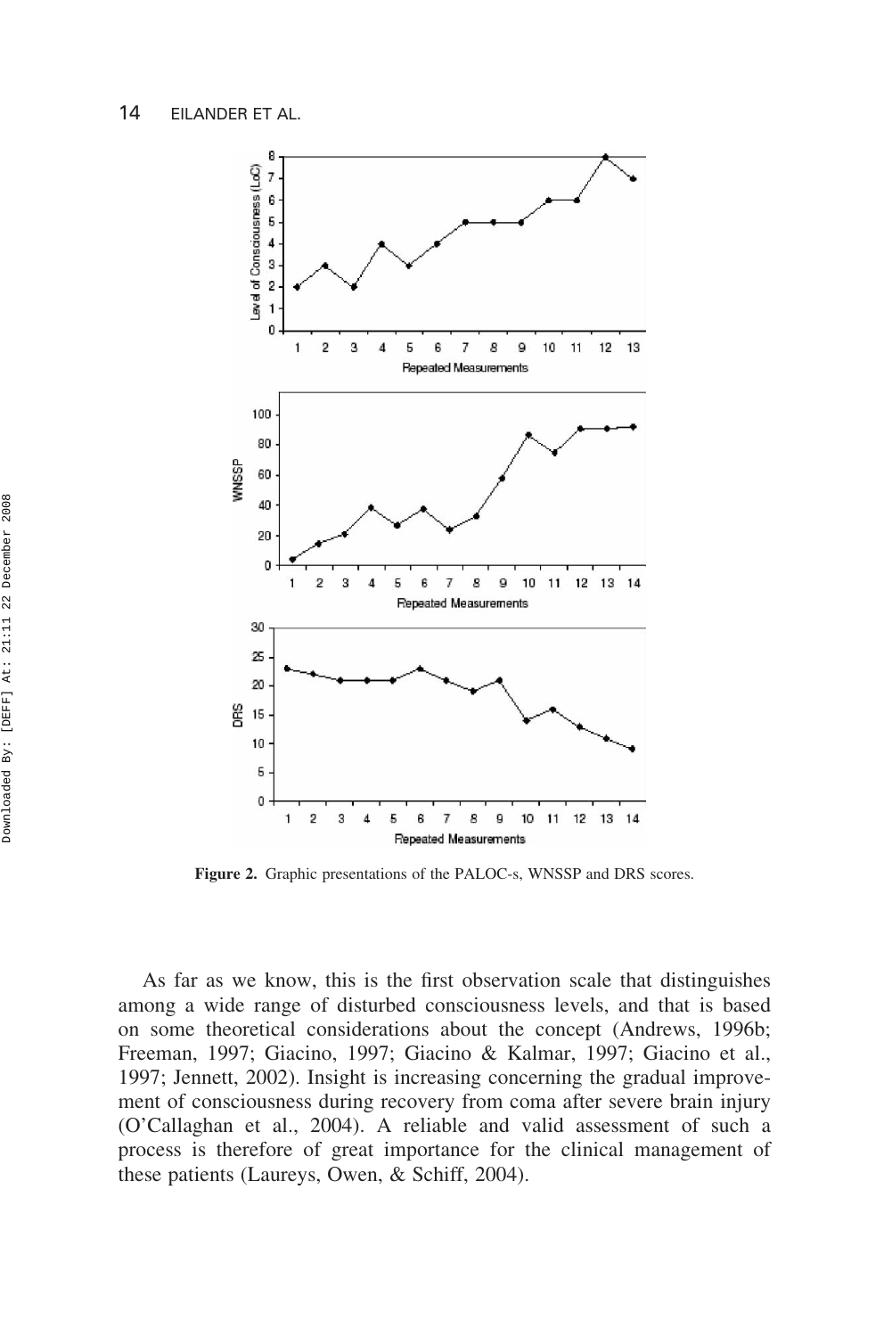Figure 2. Graphic presentations of the PALOC-s, WNSSP and DRS scores.

As far as we know, this is the first observation scale that distinguishes among a wide range of disturbed consciousness levels, and that is based on some theoretical considerations about the concept (Andrews, 1996b; Freeman, 1997; Giacino, 1997; Giacino & Kalmar, 1997; Giacino et al., 1997; Jennett, 2002). Insight is increasing concerning the gradual improvement of consciousness during recovery from coma after severe brain injury (O'Callaghan et al., 2004). A reliable and valid assessment of such a process is therefore of great importance for the clinical management of these patients (Laureys, Owen, & Schiff, 2004).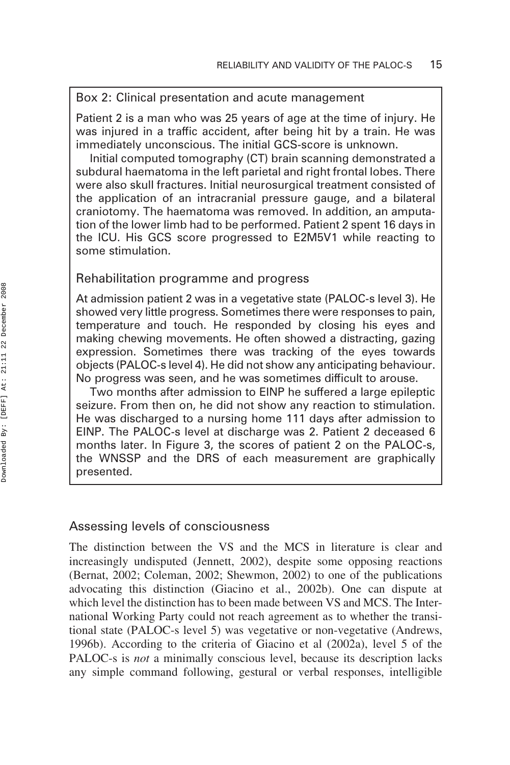Box 2: Clinical presentation and acute management

Patient 2 is a man who was 25 years of age at the time of injury. He was injured in a traffic accident, after being hit by a train. He was immediately unconscious. The initial GCS-score is unknown.

Initial computed tomography (CT) brain scanning demonstrated a subdural haematoma in the left parietal and right frontal lobes. There were also skull fractures. Initial neurosurgical treatment consisted of the application of an intracranial pressure gauge, and a bilateral craniotomy. The haematoma was removed. In addition, an amputation of the lower limb had to be performed. Patient 2 spent 16 days in the ICU. His GCS score progressed to E2M5V1 while reacting to some stimulation.

### Rehabilitation programme and progress

At admission patient 2 was in a vegetative state (PALOC-s level 3). He showed very little progress. Sometimes there were responses to pain, temperature and touch. He responded by closing his eyes and making chewing movements. He often showed a distracting, gazing expression. Sometimes there was tracking of the eyes towards objects (PALOC-s level 4). He did not show any anticipating behaviour. No progress was seen, and he was sometimes difficult to arouse.

Two months after admission to EINP he suffered a large epileptic seizure. From then on, he did not show any reaction to stimulation. He was discharged to a nursing home 111 days after admission to EINP. The PALOC-s level at discharge was 2. Patient 2 deceased 6 months later. In Figure 3, the scores of patient 2 on the PALOC-s, the WNSSP and the DRS of each measurement are graphically presented.

## Assessing levels of consciousness

The distinction between the VS and the MCS in literature is clear and increasingly undisputed (Jennett, 2002), despite some opposing reactions (Bernat, 2002; Coleman, 2002; Shewmon, 2002) to one of the publications advocating this distinction (Giacino et al., 2002b). One can dispute at which level the distinction has to been made between VS and MCS. The International Working Party could not reach agreement as to whether the transitional state (PALOC-s level 5) was vegetative or non-vegetative (Andrews, 1996b). According to the criteria of Giacino et al (2002a), level 5 of the PALOC-s is *not* a minimally conscious level, because its description lacks any simple command following, gestural or verbal responses, intelligible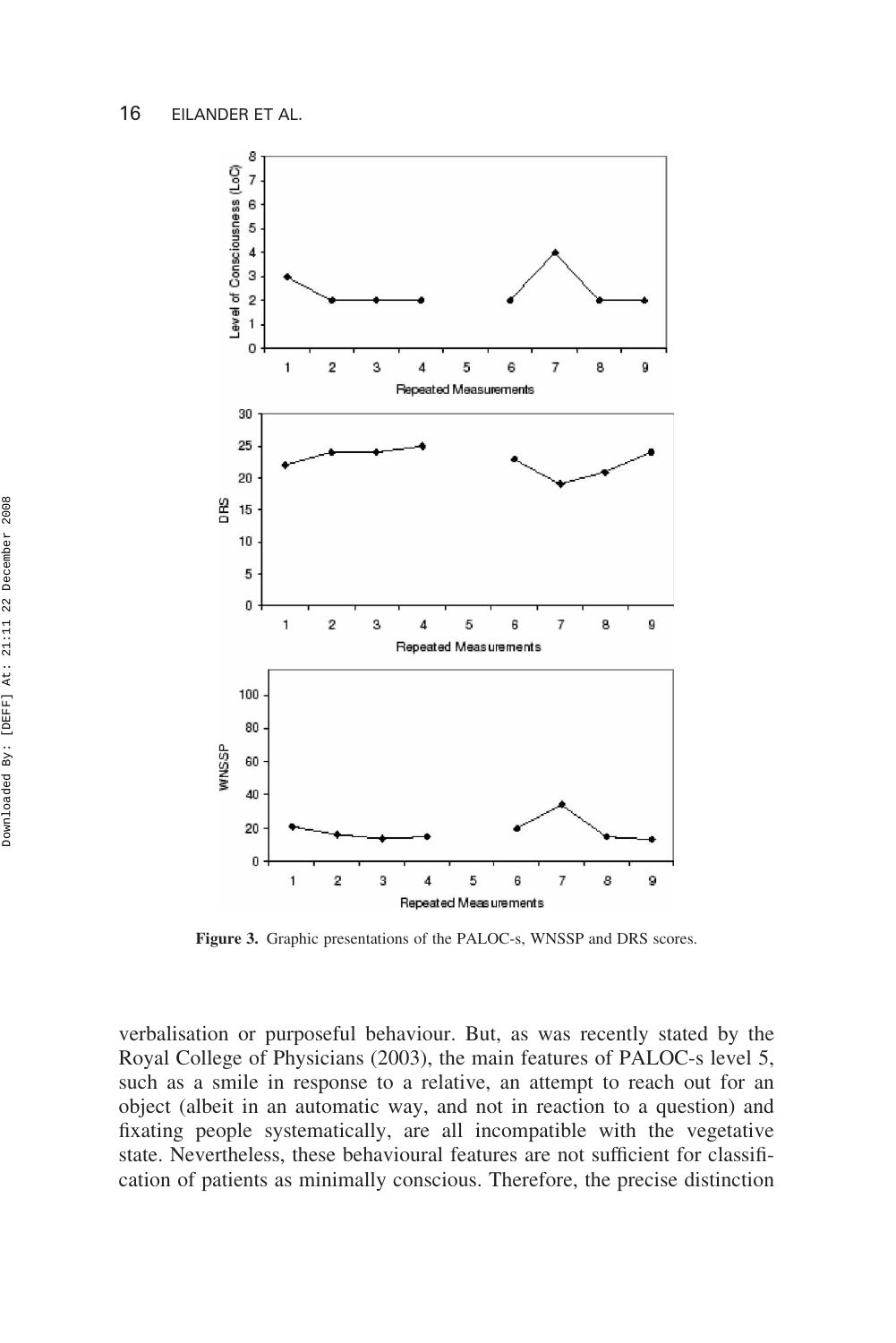Figure 3. Graphic presentations of the PALOC-s, WNSSP and DRS scores.

verbalisation or purposeful behaviour. But, as was recently stated by the Royal College of Physicians (2003), the main features of PALOC-s level 5, such as a smile in response to a relative, an attempt to reach out for an object (albeit in an automatic way, and not in reaction to a question) and fixating people systematically, are all incompatible with the vegetative state. Nevertheless, these behavioural features are not sufficient for classification of patients as minimally conscious. Therefore, the precise distinction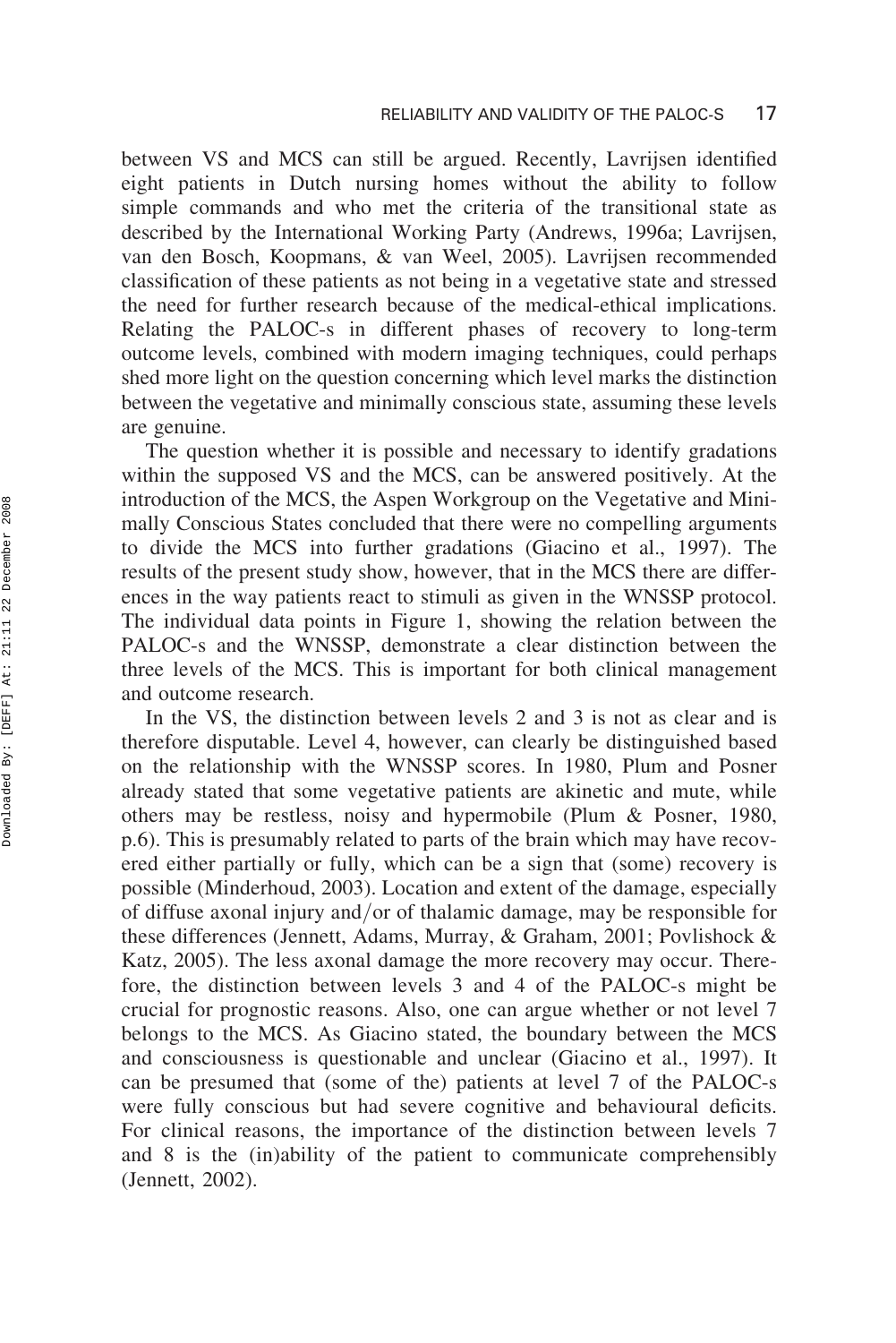between VS and MCS can still be argued. Recently, Lavrijsen identified eight patients in Dutch nursing homes without the ability to follow simple commands and who met the criteria of the transitional state as described by the International Working Party (Andrews, 1996a; Lavrijsen, van den Bosch, Koopmans, & van Weel, 2005). Lavrijsen recommended classification of these patients as not being in a vegetative state and stressed the need for further research because of the medical-ethical implications. Relating the PALOC-s in different phases of recovery to long-term outcome levels, combined with modern imaging techniques, could perhaps shed more light on the question concerning which level marks the distinction between the vegetative and minimally conscious state, assuming these levels are genuine.

The question whether it is possible and necessary to identify gradations within the supposed VS and the MCS, can be answered positively. At the introduction of the MCS, the Aspen Workgroup on the Vegetative and Minimally Conscious States concluded that there were no compelling arguments to divide the MCS into further gradations (Giacino et al., 1997). The results of the present study show, however, that in the MCS there are differences in the way patients react to stimuli as given in the WNSSP protocol. The individual data points in Figure 1, showing the relation between the PALOC-s and the WNSSP, demonstrate a clear distinction between the three levels of the MCS. This is important for both clinical management and outcome research.

In the VS, the distinction between levels 2 and 3 is not as clear and is therefore disputable. Level 4, however, can clearly be distinguished based on the relationship with the WNSSP scores. In 1980, Plum and Posner already stated that some vegetative patients are akinetic and mute, while others may be restless, noisy and hypermobile (Plum & Posner, 1980, p.6). This is presumably related to parts of the brain which may have recovered either partially or fully, which can be a sign that (some) recovery is possible (Minderhoud, 2003). Location and extent of the damage, especially of diffuse axonal injury and/or of thalamic damage, may be responsible for these differences (Jennett, Adams, Murray, & Graham, 2001; Povlishock & Katz, 2005). The less axonal damage the more recovery may occur. Therefore, the distinction between levels 3 and 4 of the PALOC-s might be crucial for prognostic reasons. Also, one can argue whether or not level 7 belongs to the MCS. As Giacino stated, the boundary between the MCS and consciousness is questionable and unclear (Giacino et al., 1997). It can be presumed that (some of the) patients at level 7 of the PALOC-s were fully conscious but had severe cognitive and behavioural deficits. For clinical reasons, the importance of the distinction between levels 7 and 8 is the (in)ability of the patient to communicate comprehensibly (Jennett, 2002).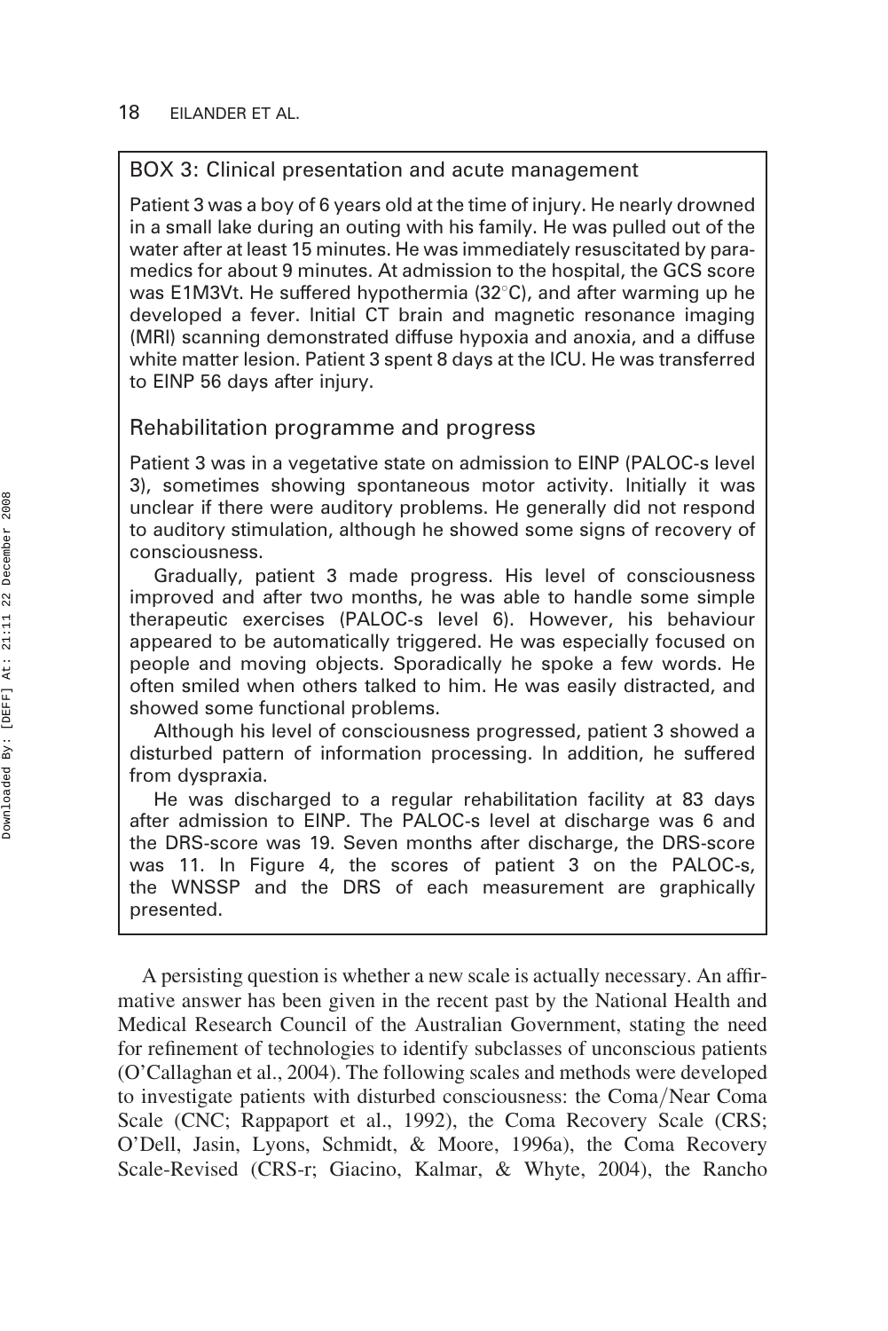### BOX 3: Clinical presentation and acute management

Patient 3 was a boy of 6 years old at the time of injury. He nearly drowned in a small lake during an outing with his family. He was pulled out of the water after at least 15 minutes. He was immediately resuscitated by paramedics for about 9 minutes. At admission to the hospital, the GCS score was E1M3Vt. He suffered hypothermia (32°C), and after warming up he developed a fever. Initial CT brain and magnetic resonance imaging (MRI) scanning demonstrated diffuse hypoxia and anoxia, and a diffuse white matter lesion. Patient 3 spent 8 days at the ICU. He was transferred to EINP 56 days after injury.

### Rehabilitation programme and progress

Patient 3 was in a vegetative state on admission to EINP (PALOC-s level 3), sometimes showing spontaneous motor activity. Initially it was unclear if there were auditory problems. He generally did not respond to auditory stimulation, although he showed some signs of recovery of consciousness.

Gradually, patient 3 made progress. His level of consciousness improved and after two months, he was able to handle some simple therapeutic exercises (PALOC-s level 6). However, his behaviour appeared to be automatically triggered. He was especially focused on people and moving objects. Sporadically he spoke a few words. He often smiled when others talked to him. He was easily distracted, and showed some functional problems.

Although his level of consciousness progressed, patient 3 showed a disturbed pattern of information processing. In addition, he suffered from dyspraxia.

He was discharged to a regular rehabilitation facility at 83 days after admission to EINP. The PALOC-s level at discharge was 6 and the DRS-score was 19. Seven months after discharge, the DRS-score was 11. In Figure 4, the scores of patient 3 on the PALOC-s, the WNSSP and the DRS of each measurement are graphically presented.

A persisting question is whether a new scale is actually necessary. An affirmative answer has been given in the recent past by the National Health and Medical Research Council of the Australian Government, stating the need for refinement of technologies to identify subclasses of unconscious patients (O'Callaghan et al., 2004). The following scales and methods were developed to investigate patients with disturbed consciousness: the Coma/Near Coma Scale (CNC; Rappaport et al., 1992), the Coma Recovery Scale (CRS; O'Dell, Jasin, Lyons, Schmidt, & Moore, 1996a), the Coma Recovery Scale-Revised (CRS-r; Giacino, Kalmar, & Whyte, 2004), the Rancho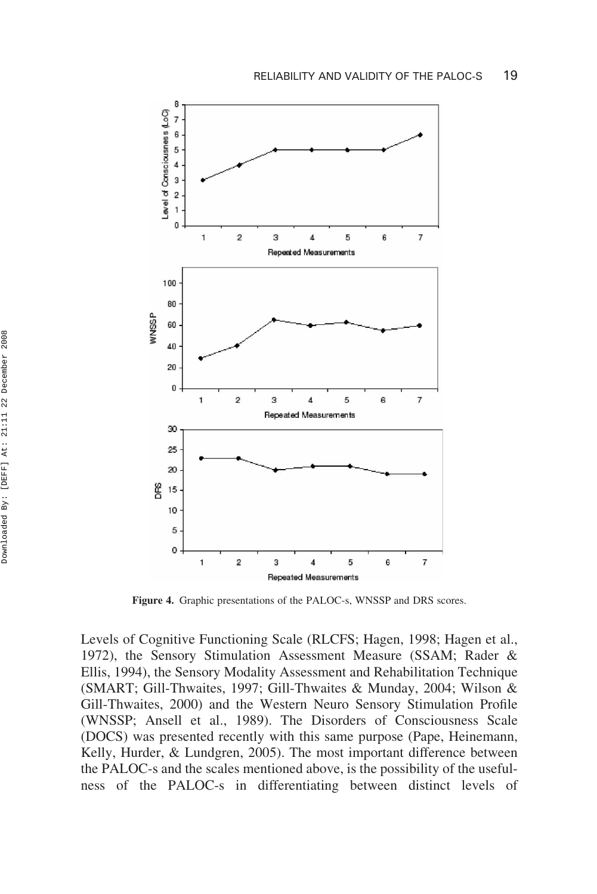Figure 4. Graphic presentations of the PALOC-s, WNSSP and DRS scores.

Levels of Cognitive Functioning Scale (RLCFS; Hagen, 1998; Hagen et al., 1972), the Sensory Stimulation Assessment Measure (SSAM; Rader & Ellis, 1994), the Sensory Modality Assessment and Rehabilitation Technique (SMART; Gill-Thwaites, 1997; Gill-Thwaites & Munday, 2004; Wilson & Gill-Thwaites, 2000) and the Western Neuro Sensory Stimulation Profile (WNSSP; Ansell et al., 1989). The Disorders of Consciousness Scale (DOCS) was presented recently with this same purpose (Pape, Heinemann, Kelly, Hurder, & Lundgren, 2005). The most important difference between the PALOC-s and the scales mentioned above, is the possibility of the usefulness of the PALOC-s in differentiating between distinct levels of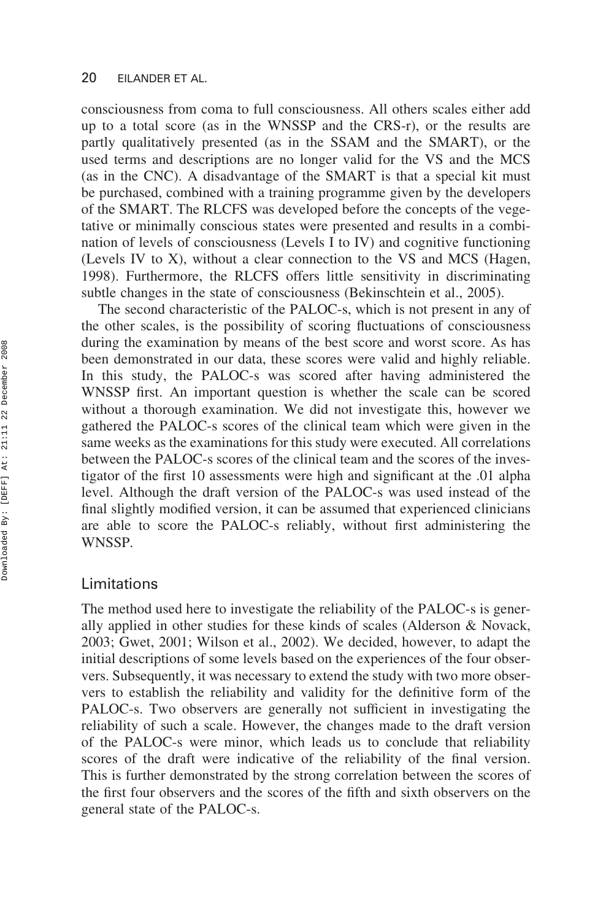consciousness from coma to full consciousness. All others scales either add up to a total score (as in the WNSSP and the CRS-r), or the results are partly qualitatively presented (as in the SSAM and the SMART), or the used terms and descriptions are no longer valid for the VS and the MCS (as in the CNC). A disadvantage of the SMART is that a special kit must be purchased, combined with a training programme given by the developers of the SMART. The RLCFS was developed before the concepts of the vegetative or minimally conscious states were presented and results in a combination of levels of consciousness (Levels I to IV) and cognitive functioning (Levels IV to X), without a clear connection to the VS and MCS (Hagen, 1998). Furthermore, the RLCFS offers little sensitivity in discriminating subtle changes in the state of consciousness (Bekinschtein et al., 2005).

The second characteristic of the PALOC-s, which is not present in any of the other scales, is the possibility of scoring fluctuations of consciousness during the examination by means of the best score and worst score. As has been demonstrated in our data, these scores were valid and highly reliable. In this study, the PALOC-s was scored after having administered the WNSSP first. An important question is whether the scale can be scored without a thorough examination. We did not investigate this, however we gathered the PALOC-s scores of the clinical team which were given in the same weeks as the examinations for this study were executed. All correlations between the PALOC-s scores of the clinical team and the scores of the investigator of the first 10 assessments were high and significant at the .01 alpha level. Although the draft version of the PALOC-s was used instead of the final slightly modified version, it can be assumed that experienced clinicians are able to score the PALOC-s reliably, without first administering the WNSSP.

## Limitations

The method used here to investigate the reliability of the PALOC-s is generally applied in other studies for these kinds of scales (Alderson & Novack, 2003; Gwet, 2001; Wilson et al., 2002). We decided, however, to adapt the initial descriptions of some levels based on the experiences of the four observers. Subsequently, it was necessary to extend the study with two more observers to establish the reliability and validity for the definitive form of the PALOC-s. Two observers are generally not sufficient in investigating the reliability of such a scale. However, the changes made to the draft version of the PALOC-s were minor, which leads us to conclude that reliability scores of the draft were indicative of the reliability of the final version. This is further demonstrated by the strong correlation between the scores of the first four observers and the scores of the fifth and sixth observers on the general state of the PALOC-s.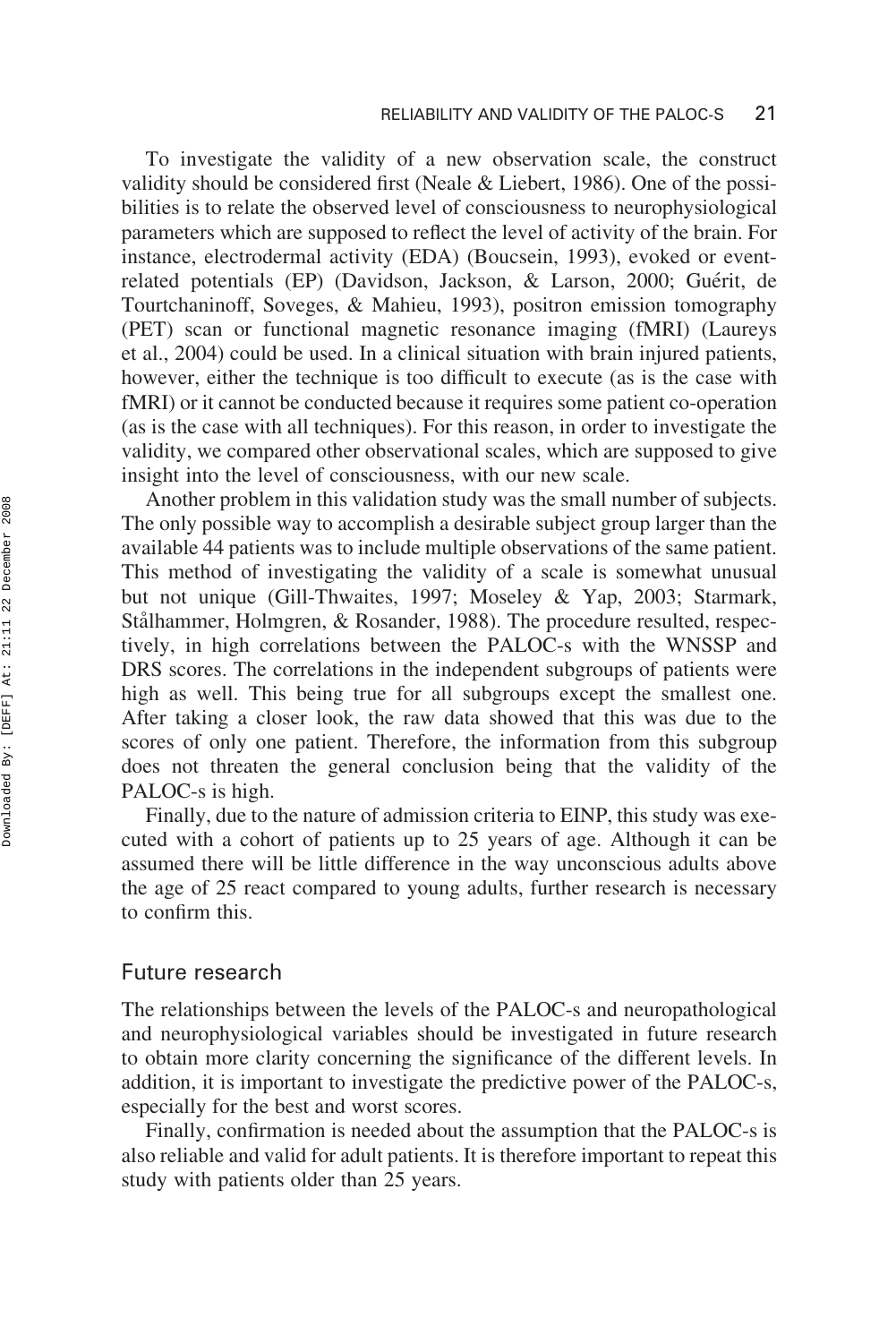To investigate the validity of a new observation scale, the construct validity should be considered first (Neale & Liebert, 1986). One of the possibilities is to relate the observed level of consciousness to neurophysiological parameters which are supposed to reflect the level of activity of the brain. For instance, electrodermal activity (EDA) (Boucsein, 1993), evoked or event-related potentials (EP) (Davidson, Jackson, & Larson, 2000; Guérit, de Tourtchaninoff, Soveges, & Mahieu, 1993), positron emission tomography (PET) scan or functional magnetic resonance imaging (fMRI) (Laureys et al., 2004) could be used. In a clinical situation with brain injured patients, however, either the technique is too difficult to execute (as is the case with fMRI) or it cannot be conducted because it requires some patient co-operation (as is the case with all techniques). For this reason, in order to investigate the validity, we compared other observational scales, which are supposed to give insight into the level of consciousness, with our new scale.

Another problem in this validation study was the small number of subjects. The only possible way to accomplish a desirable subject group larger than the available 44 patients was to include multiple observations of the same patient. This method of investigating the validity of a scale is somewhat unusual but not unique (Gill-Thwaites, 1997; Moseley & Yap, 2003; Starmark, Stålhammer, Holmgren, & Rosander, 1988). The procedure resulted, respectively, in high correlations between the PALOC-s with the WNSSP and DRS scores. The correlations in the independent subgroups of patients were high as well. This being true for all subgroups except the smallest one. After taking a closer look, the raw data showed that this was due to the scores of only one patient. Therefore, the information from this subgroup does not threaten the general conclusion being that the validity of the PALOC-s is high.

Finally, due to the nature of admission criteria to EINP, this study was executed with a cohort of patients up to 25 years of age. Although it can be assumed there will be little difference in the way unconscious adults above the age of 25 react compared to young adults, further research is necessary to confirm this.

## Future research

The relationships between the levels of the PALOC-s and neuropathological and neurophysiological variables should be investigated in future research to obtain more clarity concerning the significance of the different levels. In addition, it is important to investigate the predictive power of the PALOC-s, especially for the best and worst scores.

Finally, confirmation is needed about the assumption that the PALOC-s is also reliable and valid for adult patients. It is therefore important to repeat this study with patients older than 25 years.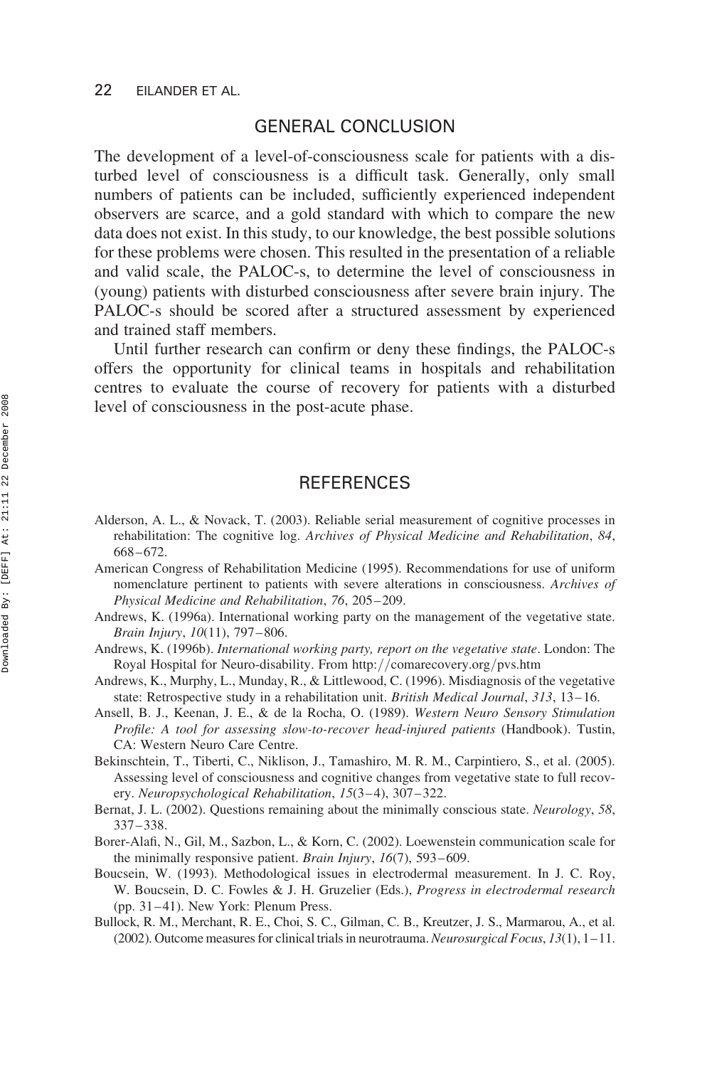## GENERAL CONCLUSION

The development of a level-of-consciousness scale for patients with a disturbed level of consciousness is a difficult task. Generally, only small numbers of patients can be included, sufficiently experienced independent observers are scarce, and a gold standard with which to compare the new data does not exist. In this study, to our knowledge, the best possible solutions for these problems were chosen. This resulted in the presentation of a reliable and valid scale, the PALOC-s, to determine the level of consciousness in (young) patients with disturbed consciousness after severe brain injury. The PALOC-s should be scored after a structured assessment by experienced and trained staff members.

Until further research can confirm or deny these findings, the PALOC-s offers the opportunity for clinical teams in hospitals and rehabilitation centres to evaluate the course of recovery for patients with a disturbed level of consciousness in the post-acute phase.

## REFERENCES

Alderson, A. L., & Novack, T. (2003). Reliable serial measurement of cognitive processes in rehabilitation: The cognitive log. *Archives of Physical Medicine and Rehabilitation*, *84*, 668–672.

American Congress of Rehabilitation Medicine (1995). Recommendations for use of uniform nomenclature pertinent to patients with severe alterations in consciousness. *Archives of Physical Medicine and Rehabilitation*, *76*, 205–209.

Andrews, K. (1996a). International working party on the management of the vegetative state. *Brain Injury*, *10*(11), 797–806.

Andrews, K. (1996b). *International working party, report on the vegetative state*. London: The Royal Hospital for Neuro-disability. From http://comarecovery.org/pvs.htm

Andrews, K., Murphy, L., Munday, R., & Littlewood, C. (1996). Misdiagnosis of the vegetative state: Retrospective study in a rehabilitation unit. *British Medical Journal*, *313*, 13–16.

Ansell, B. J., Keenan, J. E., & de la Rocha, O. (1989). *Western Neuro Sensory Stimulation Profile: A tool for assessing slow-to-recover head-injured patients* (Handbook). Tustin, CA: Western Neuro Care Centre.

Bekinschtein, T., Tiberti, C., Niklison, J., Tamashiro, M. R. M., Carpintiero, S., et al. (2005). Assessing level of consciousness and cognitive changes from vegetative state to full recovery. *Neuropsychological Rehabilitation*, *15*(3–4), 307–322.

Bernat, J. L. (2002). Questions remaining about the minimally conscious state. *Neurology*, *58*, 337–338.

Borer-Alafi, N., Gil, M., Sazbon, L., & Korn, C. (2002). Loewenstein communication scale for the minimally responsive patient. *Brain Injury*, *16*(7), 593–609.

Boucsein, W. (1993). Methodological issues in electrodermal measurement. In J. C. Roy, W. Boucsein, D. C. Fowles & J. H. Gruzelier (Eds.), *Progress in electrodermal research* (pp. 31–41). New York: Plenum Press.

Bullock, R. M., Merchant, R. E., Choi, S. C., Gilman, C. B., Kreutzer, J. S., Marmarou, A., et al. (2002). Outcome measures for clinical trials in neurotrauma. *Neurosurgical Focus*, *13*(1), 1–11.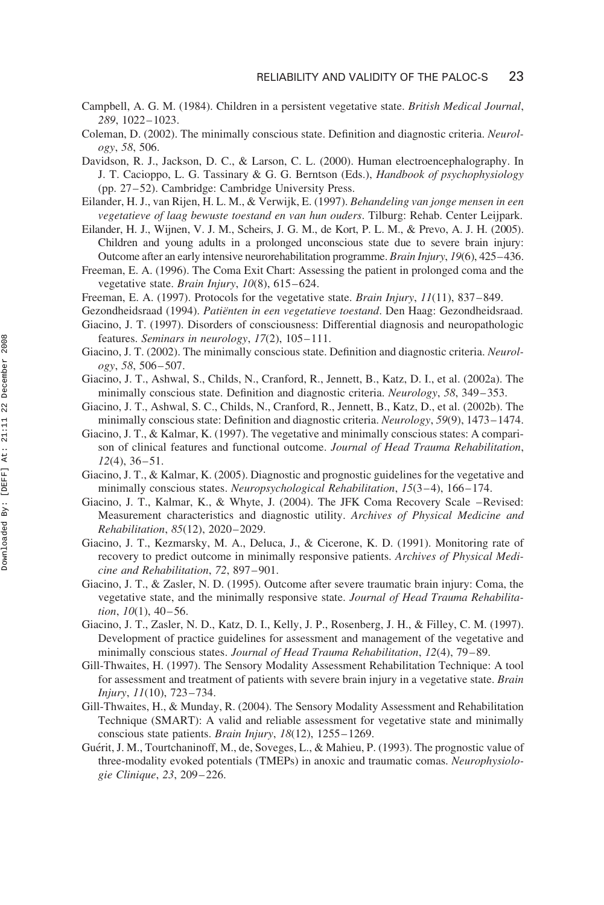Campbell, A. G. M. (1984). Children in a persistent vegetative state. *British Medical Journal*, *289*, 1022–1023.

Coleman, D. (2002). The minimally conscious state. Definition and diagnostic criteria. *Neurology*, *58*, 506.

Davidson, R. J., Jackson, D. C., & Larson, C. L. (2000). Human electroencephalography. In J. T. Cacioppo, L. G. Tassinary & G. G. Berntson (Eds.), *Handbook of psychophysiology* (pp. 27–52). Cambridge: Cambridge University Press.

Eilander, H. J., van Rijen, H. L. M., & Verwijk, E. (1997). *Behandeling van jonge mensen in een vegetatieve of laag bewuste toestand en van hun ouders*. Tilburg: Rehab. Center Leijpark.

Eilander, H. J., Wijnen, V. J. M., Scheirs, J. G. M., de Kort, P. L. M., & Prevo, A. J. H. (2005). Children and young adults in a prolonged unconscious state due to severe brain injury: Outcome after an early intensive neurorehabilitation programme. *Brain Injury*, *19*(6), 425–436.

Freeman, E. A. (1996). The Coma Exit Chart: Assessing the patient in prolonged coma and the vegetative state. *Brain Injury*, *10*(8), 615–624.

Freeman, E. A. (1997). Protocols for the vegetative state. *Brain Injury*, *11*(11), 837–849.

Gezondheidsraad (1994). *Patiënten in een vegetatieve toestand*. Den Haag: Gezondheidsraad.

Giacino, J. T. (1997). Disorders of consciousness: Differential diagnosis and neuropathologic features. *Seminars in neurology*, *17*(2), 105–111.

Giacino, J. T. (2002). The minimally conscious state. Definition and diagnostic criteria. *Neurology*, *58*, 506–507.

Giacino, J. T., Ashwal, S., Childs, N., Cranford, R., Jennett, B., Katz, D. I., et al. (2002a). The minimally conscious state. Definition and diagnostic criteria. *Neurology*, *58*, 349–353.

Giacino, J. T., Ashwal, S. C., Childs, N., Cranford, R., Jennett, B., Katz, D., et al. (2002b). The minimally conscious state: Definition and diagnostic criteria. *Neurology*, *59*(9), 1473–1474.

Giacino, J. T., & Kalmar, K. (1997). The vegetative and minimally conscious states: A comparison of clinical features and functional outcome. *Journal of Head Trauma Rehabilitation*, *12*(4), 36–51.

Giacino, J. T., & Kalmar, K. (2005). Diagnostic and prognostic guidelines for the vegetative and minimally conscious states. *Neuropsychological Rehabilitation*, *15*(3–4), 166–174.

Giacino, J. T., Kalmar, K., & Whyte, J. (2004). The JFK Coma Recovery Scale –Revised: Measurement characteristics and diagnostic utility. *Archives of Physical Medicine and Rehabilitation*, *85*(12), 2020–2029.

Giacino, J. T., Kezmarsky, M. A., Deluca, J., & Cicerone, K. D. (1991). Monitoring rate of recovery to predict outcome in minimally responsive patients. *Archives of Physical Medicine and Rehabilitation*, *72*, 897–901.

Giacino, J. T., & Zasler, N. D. (1995). Outcome after severe traumatic brain injury: Coma, the vegetative state, and the minimally responsive state. *Journal of Head Trauma Rehabilitation*, *10*(1), 40–56.

Giacino, J. T., Zasler, N. D., Katz, D. I., Kelly, J. P., Rosenberg, J. H., & Filley, C. M. (1997). Development of practice guidelines for assessment and management of the vegetative and minimally conscious states. *Journal of Head Trauma Rehabilitation*, *12*(4), 79–89.

Gill-Thwaites, H. (1997). The Sensory Modality Assessment Rehabilitation Technique: A tool for assessment and treatment of patients with severe brain injury in a vegetative state. *Brain Injury*, *11*(10), 723–734.

Gill-Thwaites, H., & Munday, R. (2004). The Sensory Modality Assessment and Rehabilitation Technique (SMART): A valid and reliable assessment for vegetative state and minimally conscious state patients. *Brain Injury*, *18*(12), 1255–1269.

Guérit, J. M., Tourtchaninoff, M., de, Soveges, L., & Mahieu, P. (1993). The prognostic value of three-modality evoked potentials (TMEPs) in anoxic and traumatic comas. *Neurophysiologie Clinique*, *23*, 209–226.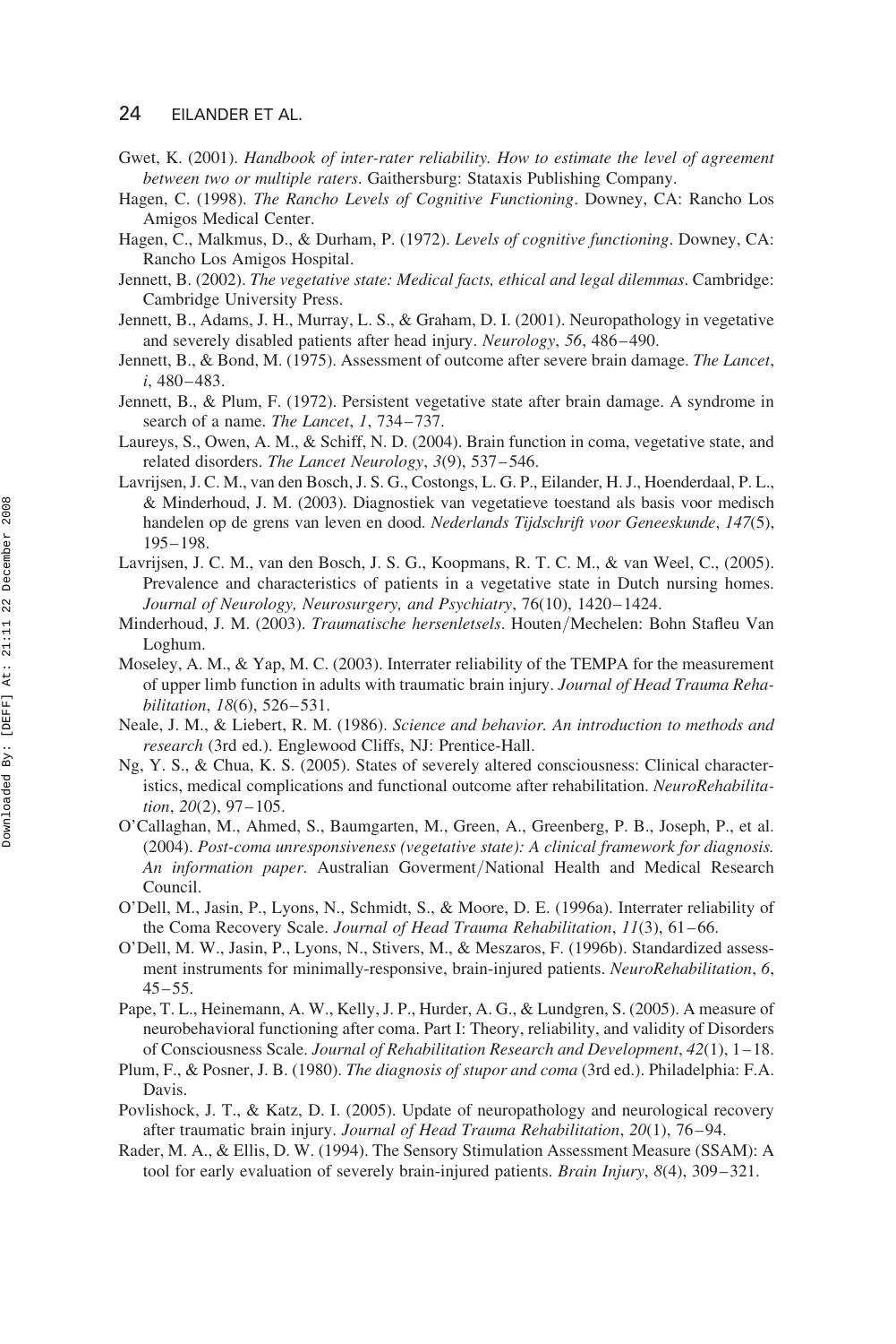Gwet, K. (2001). *Handbook of inter-rater reliability. How to estimate the level of agreement between two or multiple raters*. Gaithersburg: Stataxis Publishing Company.

Hagen, C. (1998). *The Rancho Levels of Cognitive Functioning*. Downey, CA: Rancho Los Amigos Medical Center.

Hagen, C., Malkmus, D., & Durham, P. (1972). *Levels of cognitive functioning*. Downey, CA: Rancho Los Amigos Hospital.

Jennett, B. (2002). *The vegetative state: Medical facts, ethical and legal dilemmas*. Cambridge: Cambridge University Press.

Jennett, B., Adams, J. H., Murray, L. S., & Graham, D. I. (2001). Neuropathology in vegetative and severely disabled patients after head injury. *Neurology*, *56*, 486–490.

Jennett, B., & Bond, M. (1975). Assessment of outcome after severe brain damage. *The Lancet*, *i*, 480–483.

Jennett, B., & Plum, F. (1972). Persistent vegetative state after brain damage. A syndrome in search of a name. *The Lancet*, *1*, 734–737.

Laureys, S., Owen, A. M., & Schiff, N. D. (2004). Brain function in coma, vegetative state, and related disorders. *The Lancet Neurology*, *3*(9), 537–546.

Lavrijsen, J. C. M., van den Bosch, J. S. G., Costongs, L. G. P., Eilander, H. J., Hoenderdaal, P. L., & Minderhoud, J. M. (2003). Diagnostiek van vegetatieve toestand als basis voor medisch handelen op de grens van leven en dood. *Nederlands Tijdschrift voor Geneeskunde*, *147*(5), 195–198.

Lavrijsen, J. C. M., van den Bosch, J. S. G., Koopmans, R. T. C. M., & van Weel, C., (2005). Prevalence and characteristics of patients in a vegetative state in Dutch nursing homes. *Journal of Neurology, Neurosurgery, and Psychiatry*, 76(10), 1420–1424.

Minderhoud, J. M. (2003). *Traumatische hersenletsels*. Houten/Mechelen: Bohn Stafleu Van Loghum.

Moseley, A. M., & Yap, M. C. (2003). Interrater reliability of the TEMPA for the measurement of upper limb function in adults with traumatic brain injury. *Journal of Head Trauma Rehabilitation*, *18*(6), 526–531.

Neale, J. M., & Liebert, R. M. (1986). *Science and behavior. An introduction to methods and research* (3rd ed.). Englewood Cliffs, NJ: Prentice-Hall.

Ng, Y. S., & Chua, K. S. (2005). States of severely altered consciousness: Clinical characteristics, medical complications and functional outcome after rehabilitation. *NeuroRehabilitation*, *20*(2), 97–105.

O'Callaghan, M., Ahmed, S., Baumgarten, M., Green, A., Greenberg, P. B., Joseph, P., et al. (2004). *Post-coma unresponsiveness (vegetative state): A clinical framework for diagnosis. An information paper*. Australian Goverment/National Health and Medical Research Council.

O'Dell, M., Jasin, P., Lyons, N., Schmidt, S., & Moore, D. E. (1996a). Interrater reliability of the Coma Recovery Scale. *Journal of Head Trauma Rehabilitation*, *11*(3), 61–66.

O'Dell, M. W., Jasin, P., Lyons, N., Stivers, M., & Meszaros, F. (1996b). Standardized assessment instruments for minimally-responsive, brain-injured patients. *NeuroRehabilitation*, *6*, 45–55.

Pape, T. L., Heinemann, A. W., Kelly, J. P., Hurder, A. G., & Lundgren, S. (2005). A measure of neurobehavioral functioning after coma. Part I: Theory, reliability, and validity of Disorders of Consciousness Scale. *Journal of Rehabilitation Research and Development*, *42*(1), 1–18.

Plum, F., & Posner, J. B. (1980). *The diagnosis of stupor and coma* (3rd ed.). Philadelphia: F.A. Davis.

Povlishock, J. T., & Katz, D. I. (2005). Update of neuropathology and neurological recovery after traumatic brain injury. *Journal of Head Trauma Rehabilitation*, *20*(1), 76–94.

Rader, M. A., & Ellis, D. W. (1994). The Sensory Stimulation Assessment Measure (SSAM): A tool for early evaluation of severely brain-injured patients. *Brain Injury*, *8*(4), 309–321.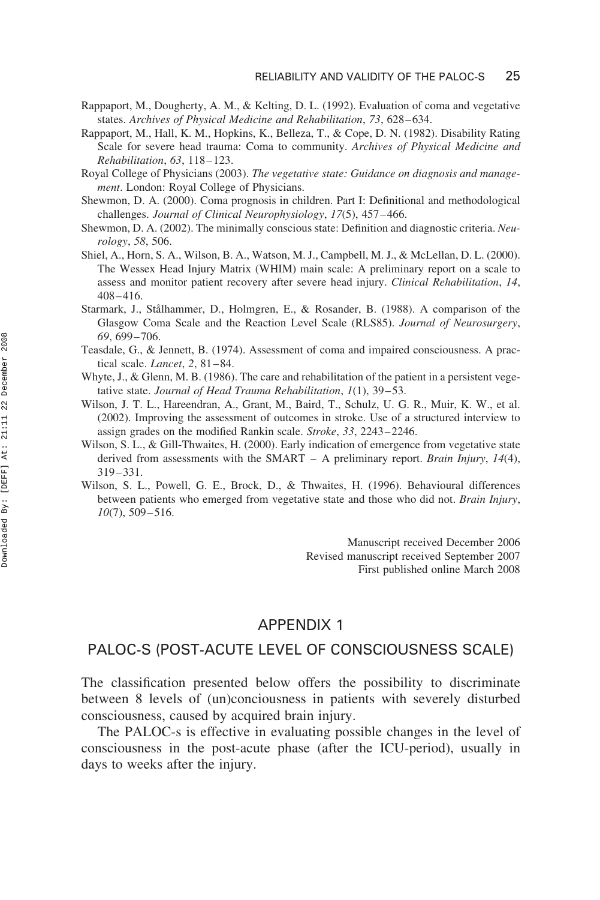Rappaport, M., Dougherty, A. M., & Kelting, D. L. (1992). Evaluation of coma and vegetative states. *Archives of Physical Medicine and Rehabilitation*, *73*, 628–634.

Rappaport, M., Hall, K. M., Hopkins, K., Belleza, T., & Cope, D. N. (1982). Disability Rating Scale for severe head trauma: Coma to community. *Archives of Physical Medicine and Rehabilitation*, *63*, 118–123.

Royal College of Physicians (2003). *The vegetative state: Guidance on diagnosis and management*. London: Royal College of Physicians.

Shewmon, D. A. (2000). Coma prognosis in children. Part I: Definitional and methodological challenges. *Journal of Clinical Neurophysiology*, *17*(5), 457–466.

Shewmon, D. A. (2002). The minimally conscious state: Definition and diagnostic criteria. *Neurology*, *58*, 506.

Shiel, A., Horn, S. A., Wilson, B. A., Watson, M. J., Campbell, M. J., & McLellan, D. L. (2000). The Wessex Head Injury Matrix (WHIM) main scale: A preliminary report on a scale to assess and monitor patient recovery after severe head injury. *Clinical Rehabilitation*, *14*, 408–416.

Starmark, J., Stålhammer, D., Holmgren, E., & Rosander, B. (1988). A comparison of the Glasgow Coma Scale and the Reaction Level Scale (RLS85). *Journal of Neurosurgery*, *69*, 699–706.

Teasdale, G., & Jennett, B. (1974). Assessment of coma and impaired consciousness. A practical scale. *Lancet*, *2*, 81–84.

Whyte, J., & Glenn, M. B. (1986). The care and rehabilitation of the patient in a persistent vegetative state. *Journal of Head Trauma Rehabilitation*, *1*(1), 39–53.

Wilson, J. T. L., Hareendran, A., Grant, M., Baird, T., Schulz, U. G. R., Muir, K. W., et al. (2002). Improving the assessment of outcomes in stroke. Use of a structured interview to assign grades on the modified Rankin scale. *Stroke*, *33*, 2243–2246.

Wilson, S. L., & Gill-Thwaites, H. (2000). Early indication of emergence from vegetative state derived from assessments with the SMART – A preliminary report. *Brain Injury*, *14*(4), 319–331.

Wilson, S. L., Powell, G. E., Brock, D., & Thwaites, H. (1996). Behavioural differences between patients who emerged from vegetative state and those who did not. *Brain Injury*, *10*(7), 509–516.

Manuscript received December 2006
Revised manuscript received September 2007
First published online March 2008

## APPENDIX 1

## PALOC-S (POST-ACUTE LEVEL OF CONSCIOUSNESS SCALE)

The classification presented below offers the possibility to discriminate between 8 levels of (un)conciousness in patients with severely disturbed consciousness, caused by acquired brain injury.

The PALOC-s is effective in evaluating possible changes in the level of consciousness in the post-acute phase (after the ICU-period), usually in days to weeks after the injury.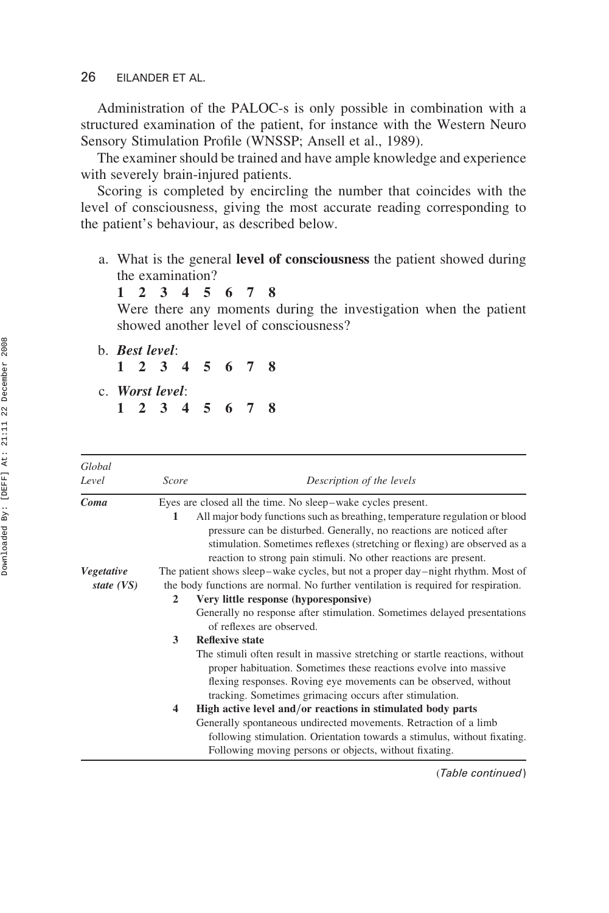Administration of the PALOC-s is only possible in combination with a structured examination of the patient, for instance with the Western Neuro Sensory Stimulation Profile (WNSSP; Ansell et al., 1989).

The examiner should be trained and have ample knowledge and experience with severely brain-injured patients.

Scoring is completed by encircling the number that coincides with the level of consciousness, giving the most accurate reading corresponding to the patient's behaviour, as described below.

a. What is the general **level of consciousness** the patient showed during the examination?
   **1 2 3 4 5 6 7 8**
   Were there any moments during the investigation when the patient showed another level of consciousness?

b. ***Best level***:
   **1 2 3 4 5 6 7 8**

c. ***Worst level***:
   **1 2 3 4 5 6 7 8**

| *Global Level* | *Score* | *Description of the levels* |
|---|---|---|
| ***Coma*** | | Eyes are closed all the time. No sleep–wake cycles present. |
| | **1** | All major body functions such as breathing, temperature regulation or blood pressure can be disturbed. Generally, no reactions are noticed after stimulation. Sometimes reflexes (stretching or flexing) are observed as a reaction to strong pain stimuli. No other reactions are present. |
| ***Vegetative state (VS)*** | | The patient shows sleep–wake cycles, but not a proper day–night rhythm. Most of the body functions are normal. No further ventilation is required for respiration. |
| | **2** | **Very little response (hyporesponsive)** Generally no response after stimulation. Sometimes delayed presentations of reflexes are observed. |
| | **3** | **Reflexive state** The stimuli often result in massive stretching or startle reactions, without proper habituation. Sometimes these reactions evolve into massive flexing responses. Roving eye movements can be observed, without tracking. Sometimes grimacing occurs after stimulation. |
| | **4** | **High active level and/or reactions in stimulated body parts** Generally spontaneous undirected movements. Retraction of a limb following stimulation. Orientation towards a stimulus, without fixating. Following moving persons or objects, without fixating. |

(*Table continued*)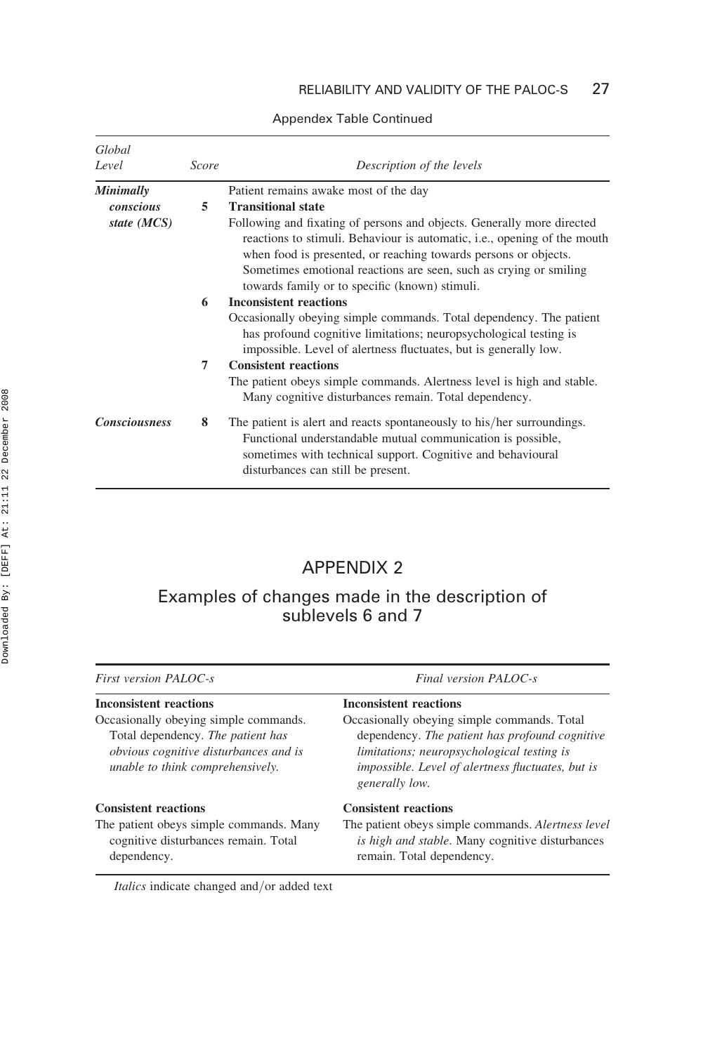Appendex Table Continued

| *Global Level* | *Score* | *Description of the levels* |
|---|---|---|
| ***Minimally conscious state (MCS)*** | | Patient remains awake most of the day |
| | 5 | **Transitional state** |
| | | Following and fixating of persons and objects. Generally more directed reactions to stimuli. Behaviour is automatic, i.e., opening of the mouth when food is presented, or reaching towards persons or objects. Sometimes emotional reactions are seen, such as crying or smiling towards family or to specific (known) stimuli. |
| | 6 | **Inconsistent reactions** |
| | | Occasionally obeying simple commands. Total dependency. The patient has profound cognitive limitations; neuropsychological testing is impossible. Level of alertness fluctuates, but is generally low. |
| | 7 | **Consistent reactions** |
| | | The patient obeys simple commands. Alertness level is high and stable. Many cognitive disturbances remain. Total dependency. |
| ***Consciousness*** | 8 | The patient is alert and reacts spontaneously to his/her surroundings. Functional understandable mutual communication is possible, sometimes with technical support. Cognitive and behavioural disturbances can still be present. |

# APPENDIX 2

## Examples of changes made in the description of sublevels 6 and 7

| *First version PALOC-s* | *Final version PALOC-s* |
|---|---|
| **Inconsistent reactions** | **Inconsistent reactions** |
| Occasionally obeying simple commands. Total dependency. *The patient has obvious cognitive disturbances and is unable to think comprehensively.* | Occasionally obeying simple commands. Total dependency. *The patient has profound cognitive limitations; neuropsychological testing is impossible. Level of alertness fluctuates, but is generally low.* |
| **Consistent reactions** | **Consistent reactions** |
| The patient obeys simple commands. Many cognitive disturbances remain. Total dependency. | The patient obeys simple commands. *Alertness level is high and stable*. Many cognitive disturbances remain. Total dependency. |

*Italics* indicate changed and/or added text